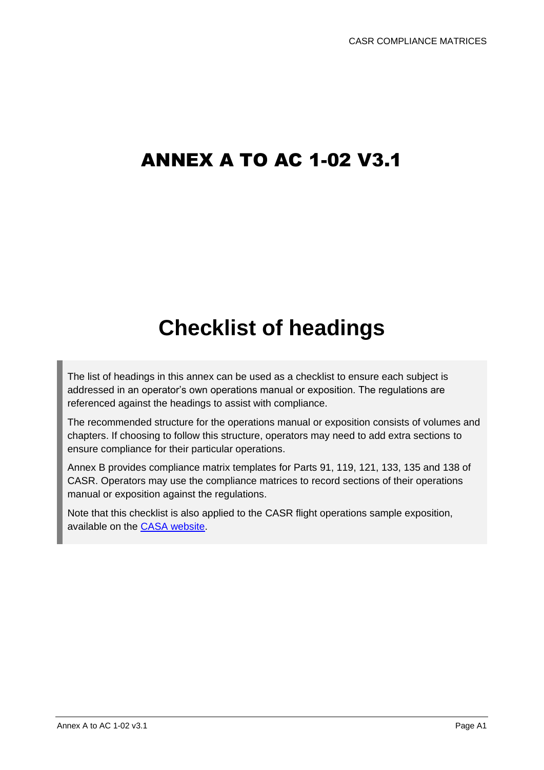# ANNEX A TO AC 1-02 V3.1

## Checklist of headings

The list of headings in this annex can be used as a checklist to ensure each subject is addressed in an operator's own operations manual or exposition. The regulations are referenced against the headings to assist with compliance.

The recommended structure for the operations manual or exposition consists of volumes and chapters. If choosing to follow this structure, operators may need to add extra sections to ensure compliance for their particular operations.

Annex B provides compliance matrix templates for Parts 91, 119, 121, 133, 135 and 138 of CASR. Operators may use the compliance matrices to record sections of their operations manual or exposition against the regulations.

Note that this checklist is also applied to the CASR flight operations sample exposition, available on the CASA website.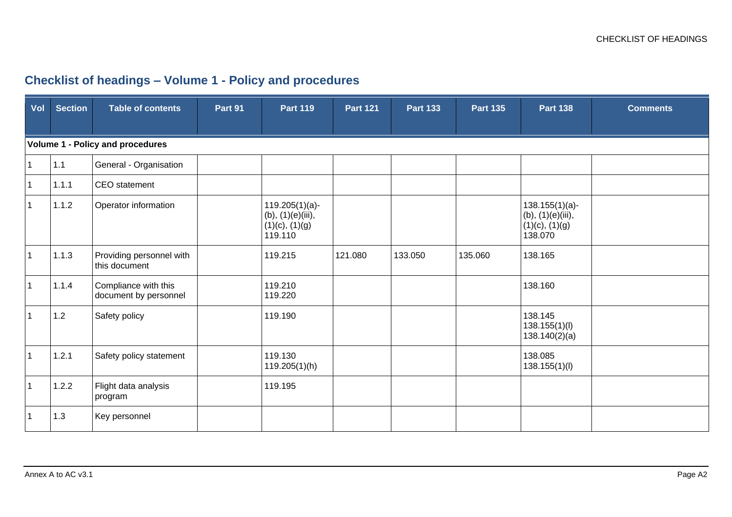## Checklist of headings – Volume 1 - Policy and procedures

| Vol | Section | Table of contents | Part 91 | Part 119 | Part 121 | Part 133 | Part 135 | Part 138 | Comments |
|---|---|---|---|---|---|---|---|---|---|
| **Volume 1 - Policy and procedures** | | | | | | | | | |
| 1 | 1.1 | General - Organisation | | | | | | | |
| 1 | 1.1.1 | CEO statement | | | | | | | |
| 1 | 1.1.2 | Operator information | | 119.205(1)(a)-(b), (1)(e)(iii), (1)(c), (1)(g) 119.110 | | | | 138.155(1)(a)-(b), (1)(e)(iii), (1)(c), (1)(g) 138.070 | |
| 1 | 1.1.3 | Providing personnel with this document | | 119.215 | 121.080 | 133.050 | 135.060 | 138.165 | |
| 1 | 1.1.4 | Compliance with this document by personnel | | 119.210 119.220 | | | | 138.160 | |
| 1 | 1.2 | Safety policy | | 119.190 | | | | 138.145 138.155(1)(l) 138.140(2)(a) | |
| 1 | 1.2.1 | Safety policy statement | | 119.130 119.205(1)(h) | | | | 138.085 138.155(1)(l) | |
| 1 | 1.2.2 | Flight data analysis program | | 119.195 | | | | | |
| 1 | 1.3 | Key personnel | | | | | | | |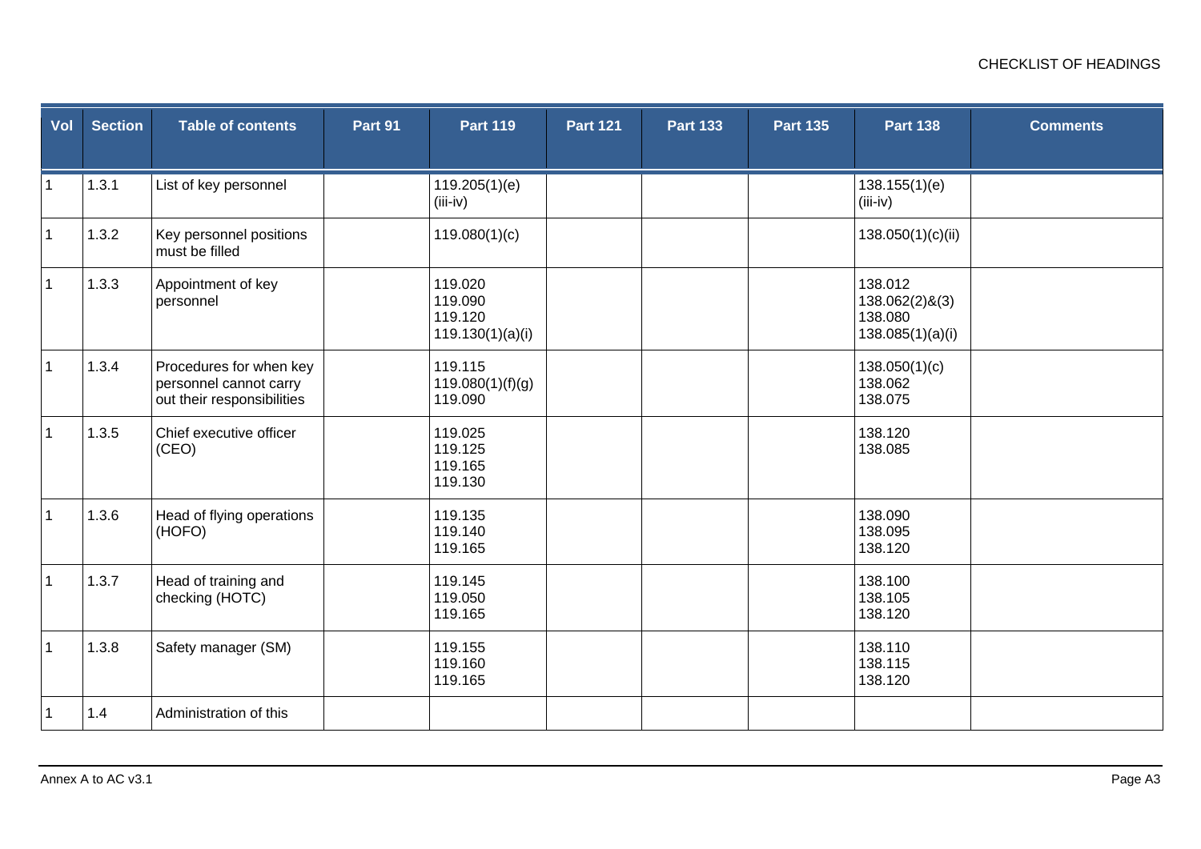| Vol | Section | Table of contents | Part 91 | Part 119 | Part 121 | Part 133 | Part 135 | Part 138 | Comments |
|---|---|---|---|---|---|---|---|---|---|
| 1 | 1.3.1 | List of key personnel | | 119.205(1)(e)(iii-iv) | | | | 138.155(1)(e)(iii-iv) | |
| 1 | 1.3.2 | Key personnel positions must be filled | | 119.080(1)(c) | | | | 138.050(1)(c)(ii) | |
| 1 | 1.3.3 | Appointment of key personnel | | 119.020<br>119.090<br>119.120<br>119.130(1)(a)(i) | | | | 138.012<br>138.062(2)&(3)<br>138.080<br>138.085(1)(a)(i) | |
| 1 | 1.3.4 | Procedures for when key personnel cannot carry out their responsibilities | | 119.115<br>119.080(1)(f)(g)<br>119.090 | | | | 138.050(1)(c)<br>138.062<br>138.075 | |
| 1 | 1.3.5 | Chief executive officer (CEO) | | 119.025<br>119.125<br>119.165<br>119.130 | | | | 138.120<br>138.085 | |
| 1 | 1.3.6 | Head of flying operations (HOFO) | | 119.135<br>119.140<br>119.165 | | | | 138.090<br>138.095<br>138.120 | |
| 1 | 1.3.7 | Head of training and checking (HOTC) | | 119.145<br>119.050<br>119.165 | | | | 138.100<br>138.105<br>138.120 | |
| 1 | 1.3.8 | Safety manager (SM) | | 119.155<br>119.160<br>119.165 | | | | 138.110<br>138.115<br>138.120 | |
| 1 | 1.4 | Administration of this | | | | | | | |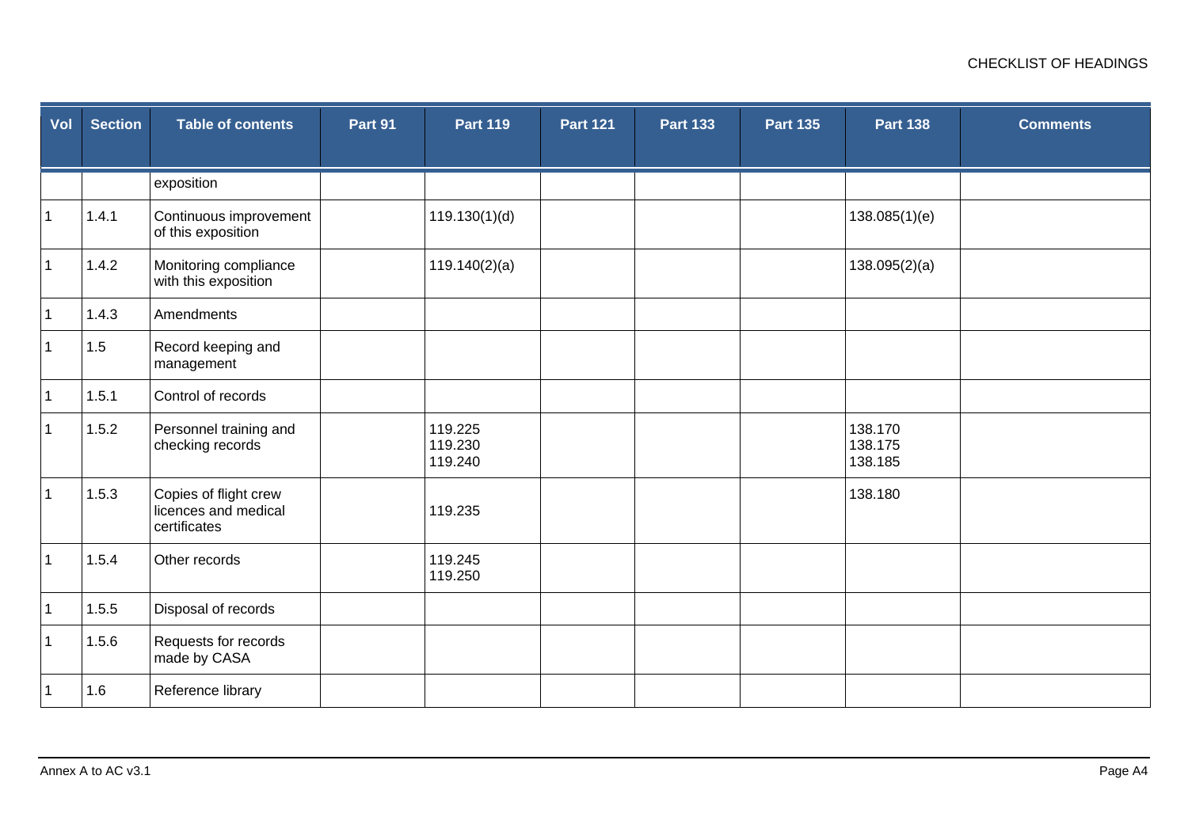| Vol | Section | Table of contents | Part 91 | Part 119 | Part 121 | Part 133 | Part 135 | Part 138 | Comments |
|---|---|---|---|---|---|---|---|---|---|
| | | exposition | | | | | | | |
| 1 | 1.4.1 | Continuous improvement of this exposition | | 119.130(1)(d) | | | | 138.085(1)(e) | |
| 1 | 1.4.2 | Monitoring compliance with this exposition | | 119.140(2)(a) | | | | 138.095(2)(a) | |
| 1 | 1.4.3 | Amendments | | | | | | | |
| 1 | 1.5 | Record keeping and management | | | | | | | |
| 1 | 1.5.1 | Control of records | | | | | | | |
| 1 | 1.5.2 | Personnel training and checking records | | 119.225<br>119.230<br>119.240 | | | | 138.170<br>138.175<br>138.185 | |
| 1 | 1.5.3 | Copies of flight crew licences and medical certificates | | 119.235 | | | | 138.180 | |
| 1 | 1.5.4 | Other records | | 119.245<br>119.250 | | | | | |
| 1 | 1.5.5 | Disposal of records | | | | | | | |
| 1 | 1.5.6 | Requests for records made by CASA | | | | | | | |
| 1 | 1.6 | Reference library | | | | | | | |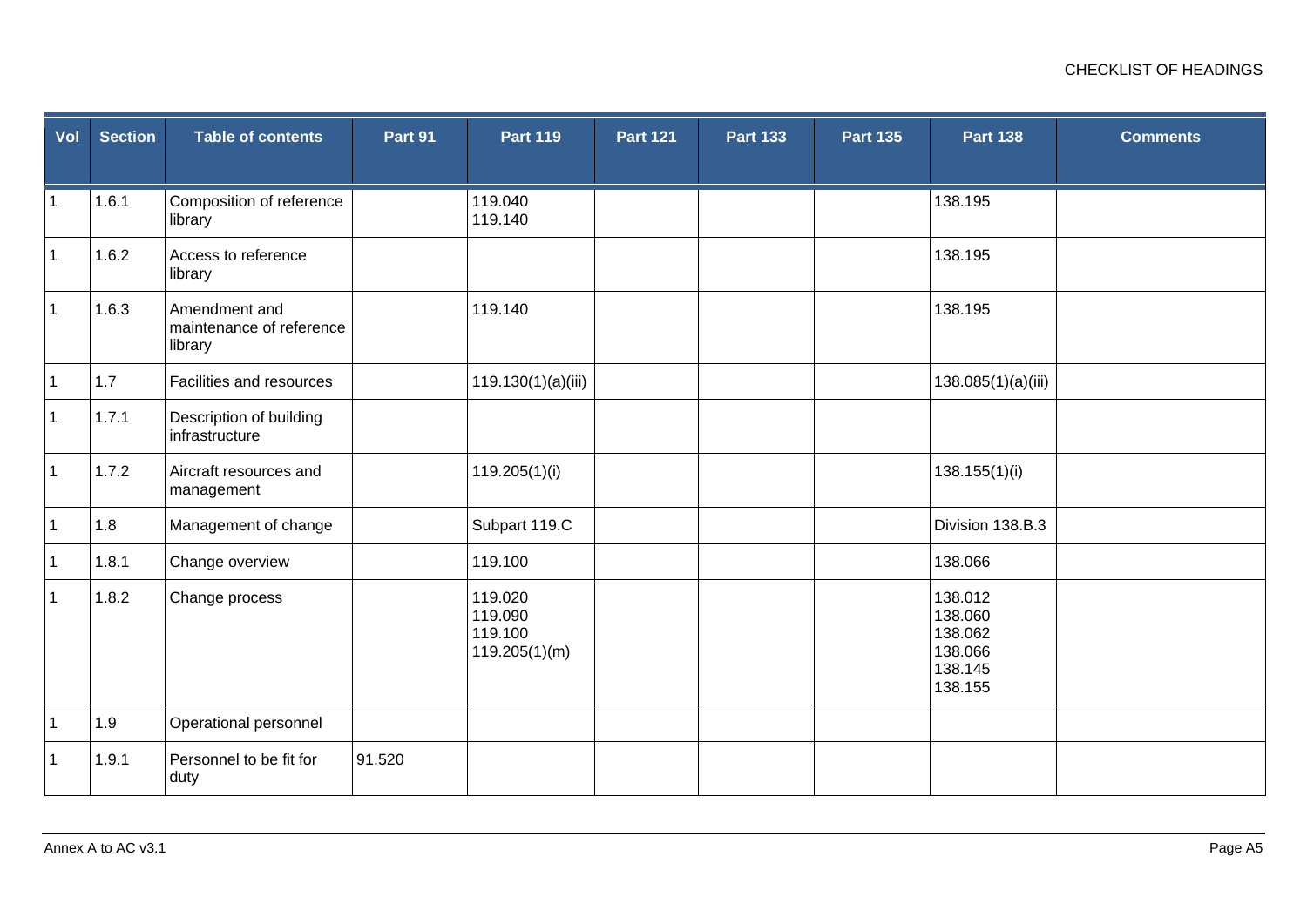| Vol | Section | Table of contents | Part 91 | Part 119 | Part 121 | Part 133 | Part 135 | Part 138 | Comments |
|---|---|---|---|---|---|---|---|---|---|
| 1 | 1.6.1 | Composition of reference library | | 119.040<br>119.140 | | | | 138.195 | |
| 1 | 1.6.2 | Access to reference library | | | | | | 138.195 | |
| 1 | 1.6.3 | Amendment and maintenance of reference library | | 119.140 | | | | 138.195 | |
| 1 | 1.7 | Facilities and resources | | 119.130(1)(a)(iii) | | | | 138.085(1)(a)(iii) | |
| 1 | 1.7.1 | Description of building infrastructure | | | | | | | |
| 1 | 1.7.2 | Aircraft resources and management | | 119.205(1)(i) | | | | 138.155(1)(i) | |
| 1 | 1.8 | Management of change | | Subpart 119.C | | | | Division 138.B.3 | |
| 1 | 1.8.1 | Change overview | | 119.100 | | | | 138.066 | |
| 1 | 1.8.2 | Change process | | 119.020<br>119.090<br>119.100<br>119.205(1)(m) | | | | 138.012<br>138.060<br>138.062<br>138.066<br>138.145<br>138.155 | |
| 1 | 1.9 | Operational personnel | | | | | | | |
| 1 | 1.9.1 | Personnel to be fit for duty | 91.520 | | | | | | |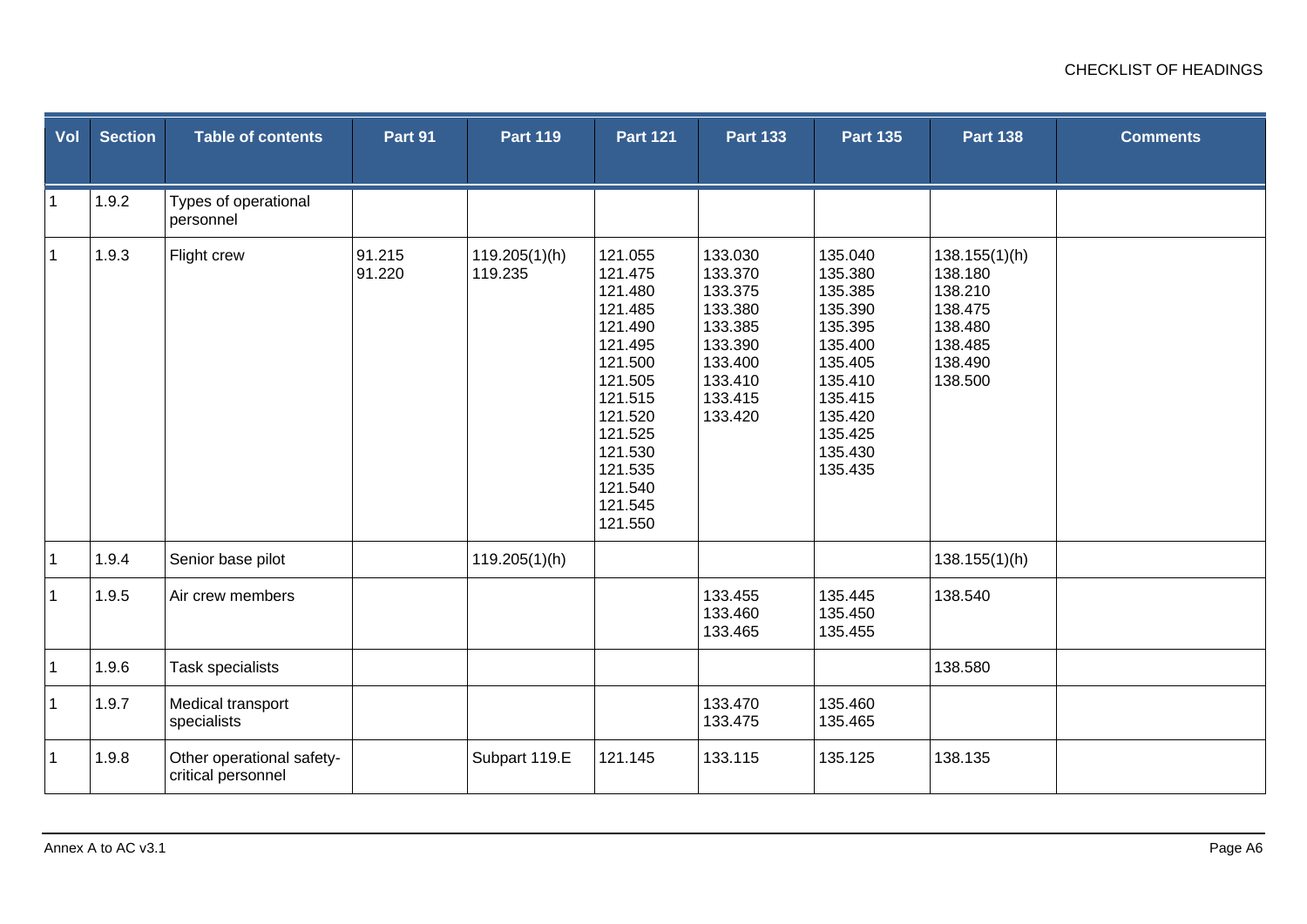| Vol | Section | Table of contents | Part 91 | Part 119 | Part 121 | Part 133 | Part 135 | Part 138 | Comments |
|---|---|---|---|---|---|---|---|---|---|
| 1 | 1.9.2 | Types of operational personnel | | | | | | | |
| 1 | 1.9.3 | Flight crew | 91.215<br>91.220 | 119.205(1)(h)<br>119.235 | 121.055<br>121.475<br>121.480<br>121.485<br>121.490<br>121.495<br>121.500<br>121.505<br>121.515<br>121.520<br>121.525<br>121.530<br>121.535<br>121.540<br>121.545<br>121.550 | 133.030<br>133.370<br>133.375<br>133.380<br>133.385<br>133.390<br>133.400<br>133.410<br>133.415<br>133.420 | 135.040<br>135.380<br>135.385<br>135.390<br>135.395<br>135.400<br>135.405<br>135.410<br>135.415<br>135.420<br>135.425<br>135.430<br>135.435 | 138.155(1)(h)<br>138.180<br>138.210<br>138.475<br>138.480<br>138.485<br>138.490<br>138.500 | |
| 1 | 1.9.4 | Senior base pilot | | 119.205(1)(h) | | | | 138.155(1)(h) | |
| 1 | 1.9.5 | Air crew members | | | | 133.455<br>133.460<br>133.465 | 135.445<br>135.450<br>135.455 | 138.540 | |
| 1 | 1.9.6 | Task specialists | | | | | | 138.580 | |
| 1 | 1.9.7 | Medical transport specialists | | | | 133.470<br>133.475 | 135.460<br>135.465 | | |
| 1 | 1.9.8 | Other operational safety-critical personnel | | Subpart 119.E | 121.145 | 133.115 | 135.125 | 138.135 | |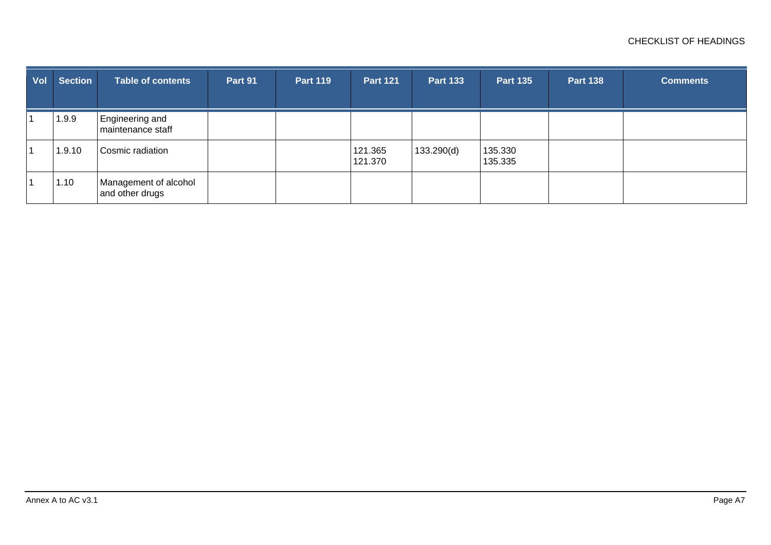| Vol | Section | Table of contents | Part 91 | Part 119 | Part 121 | Part 133 | Part 135 | Part 138 | Comments |
|---|---|---|---|---|---|---|---|---|---|
| 1 | 1.9.9 | Engineering and maintenance staff | | | | | | | |
| 1 | 1.9.10 | Cosmic radiation | | | 121.365<br>121.370 | 133.290(d) | 135.330<br>135.335 | | |
| 1 | 1.10 | Management of alcohol and other drugs | | | | | | | |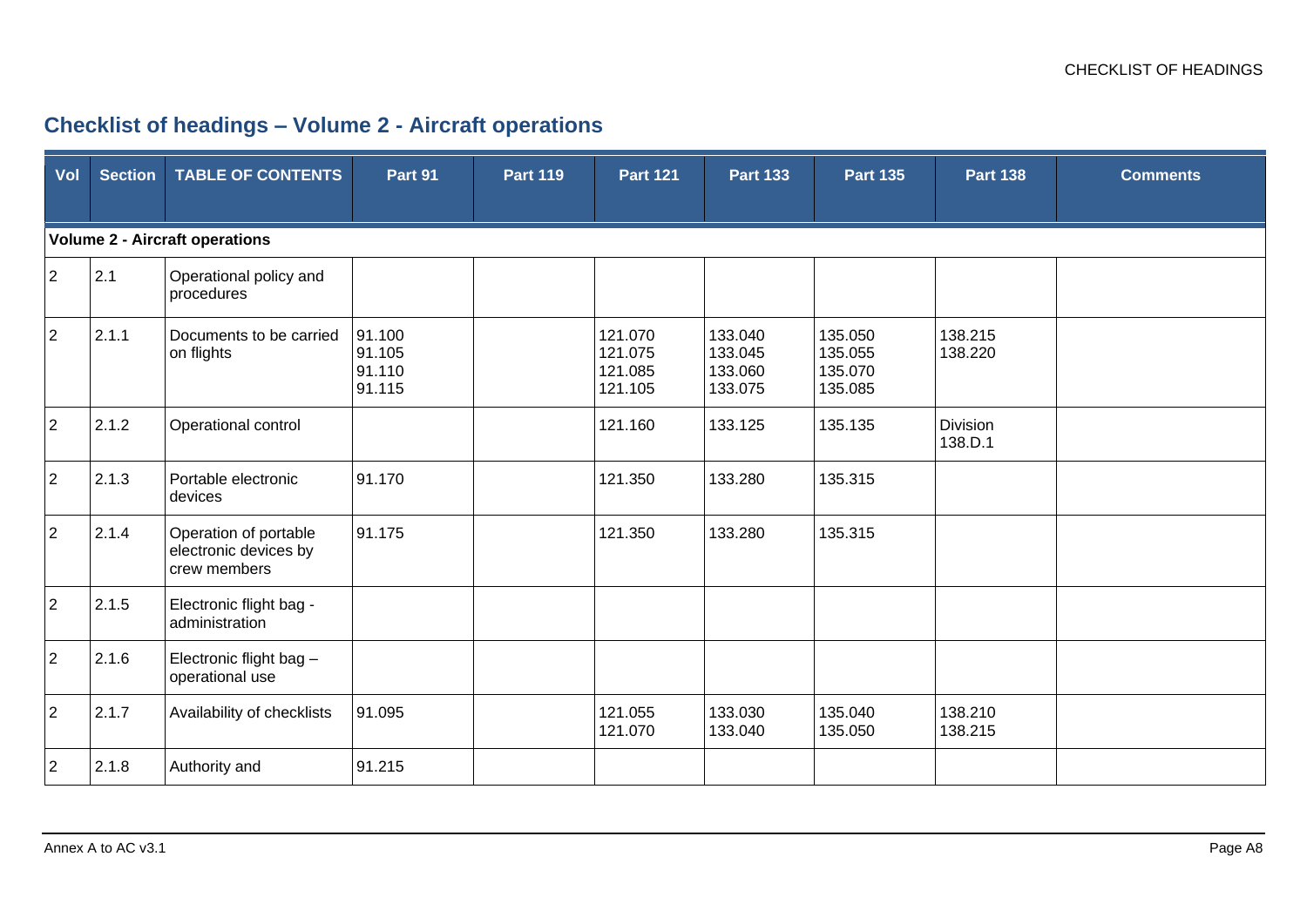## Checklist of headings – Volume 2 - Aircraft operations

| Vol | Section | TABLE OF CONTENTS | Part 91 | Part 119 | Part 121 | Part 133 | Part 135 | Part 138 | Comments |
|---|---|---|---|---|---|---|---|---|---|
| **Volume 2 - Aircraft operations** | | | | | | | | | |
| 2 | 2.1 | Operational policy and procedures | | | | | | | |
| 2 | 2.1.1 | Documents to be carried on flights | 91.100<br>91.105<br>91.110<br>91.115 | | 121.070<br>121.075<br>121.085<br>121.105 | 133.040<br>133.045<br>133.060<br>133.075 | 135.050<br>135.055<br>135.070<br>135.085 | 138.215<br>138.220 | |
| 2 | 2.1.2 | Operational control | | | 121.160 | 133.125 | 135.135 | Division 138.D.1 | |
| 2 | 2.1.3 | Portable electronic devices | 91.170 | | 121.350 | 133.280 | 135.315 | | |
| 2 | 2.1.4 | Operation of portable electronic devices by crew members | 91.175 | | 121.350 | 133.280 | 135.315 | | |
| 2 | 2.1.5 | Electronic flight bag - administration | | | | | | | |
| 2 | 2.1.6 | Electronic flight bag – operational use | | | | | | | |
| 2 | 2.1.7 | Availability of checklists | 91.095 | | 121.055<br>121.070 | 133.030<br>133.040 | 135.040<br>135.050 | 138.210<br>138.215 | |
| 2 | 2.1.8 | Authority and | 91.215 | | | | | | |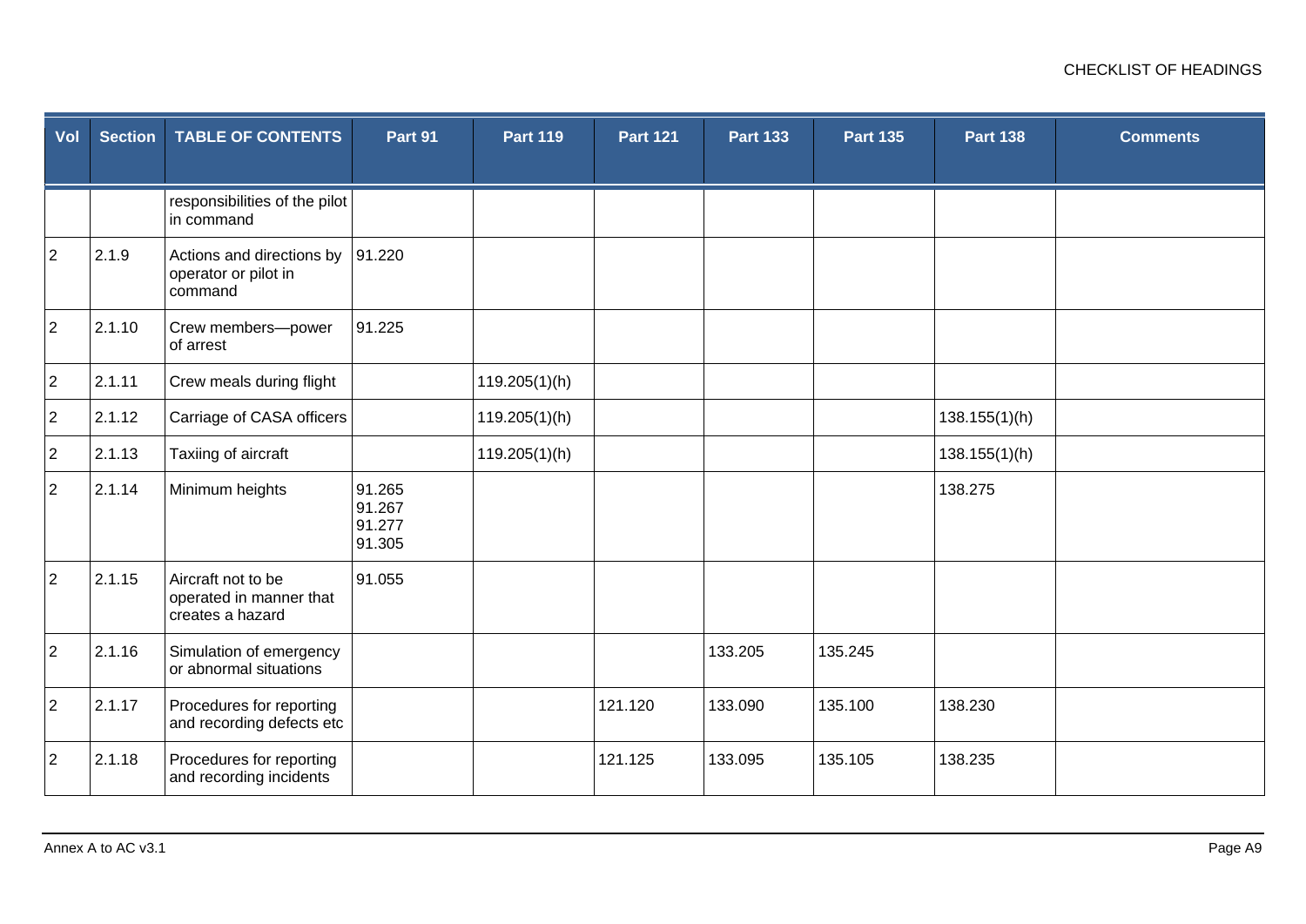| Vol | Section | TABLE OF CONTENTS | Part 91 | Part 119 | Part 121 | Part 133 | Part 135 | Part 138 | Comments |
|---|---|---|---|---|---|---|---|---|---|
| | | responsibilities of the pilot in command | | | | | | | |
| 2 | 2.1.9 | Actions and directions by operator or pilot in command | 91.220 | | | | | | |
| 2 | 2.1.10 | Crew members—power of arrest | 91.225 | | | | | | |
| 2 | 2.1.11 | Crew meals during flight | | 119.205(1)(h) | | | | | |
| 2 | 2.1.12 | Carriage of CASA officers | | 119.205(1)(h) | | | | 138.155(1)(h) | |
| 2 | 2.1.13 | Taxiing of aircraft | | 119.205(1)(h) | | | | 138.155(1)(h) | |
| 2 | 2.1.14 | Minimum heights | 91.265<br>91.267<br>91.277<br>91.305 | | | | | 138.275 | |
| 2 | 2.1.15 | Aircraft not to be operated in manner that creates a hazard | 91.055 | | | | | | |
| 2 | 2.1.16 | Simulation of emergency or abnormal situations | | | | 133.205 | 135.245 | | |
| 2 | 2.1.17 | Procedures for reporting and recording defects etc | | | 121.120 | 133.090 | 135.100 | 138.230 | |
| 2 | 2.1.18 | Procedures for reporting and recording incidents | | | 121.125 | 133.095 | 135.105 | 138.235 | |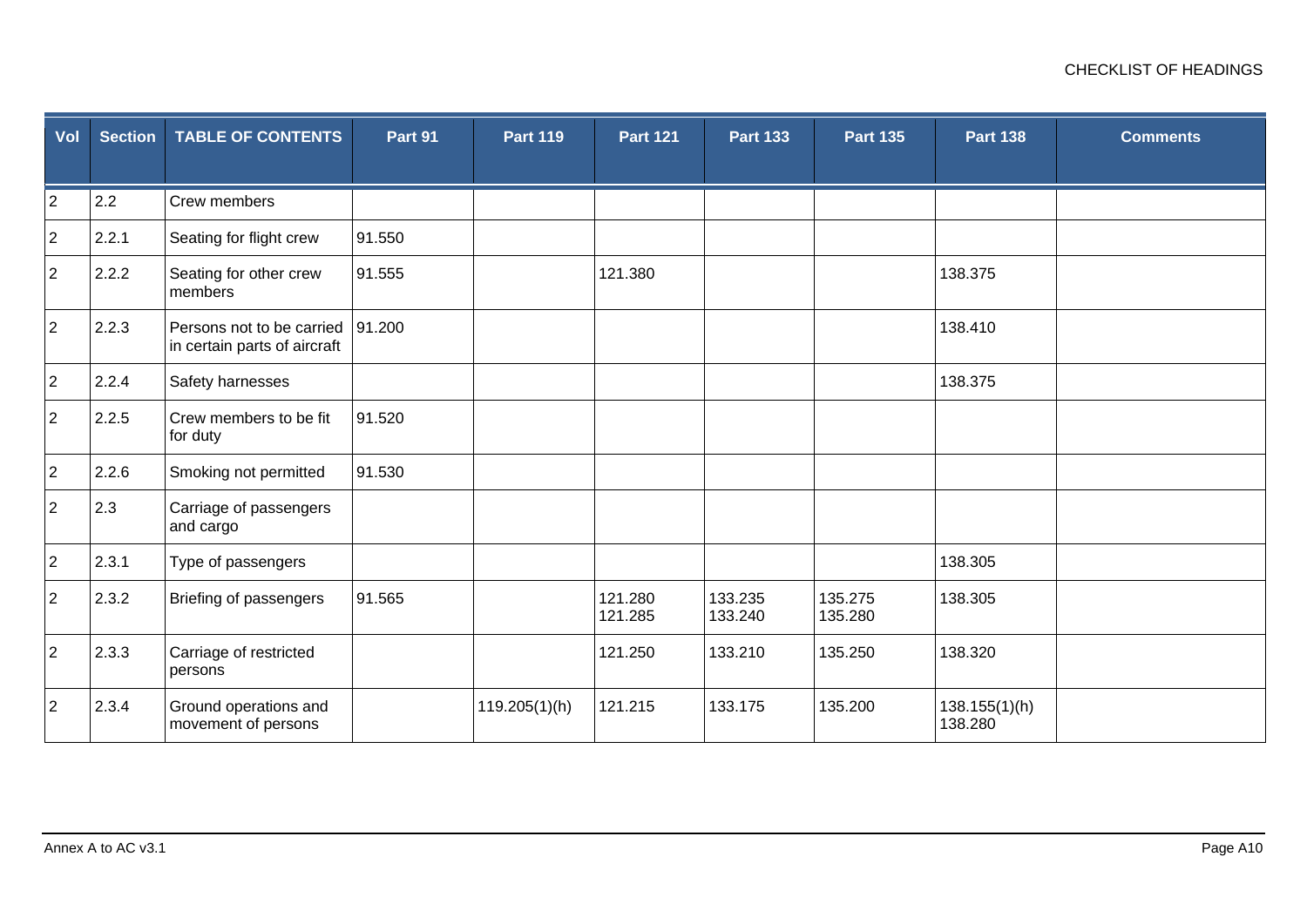| Vol | Section | TABLE OF CONTENTS | Part 91 | Part 119 | Part 121 | Part 133 | Part 135 | Part 138 | Comments |
|---|---|---|---|---|---|---|---|---|---|
| 2 | 2.2 | Crew members | | | | | | | |
| 2 | 2.2.1 | Seating for flight crew | 91.550 | | | | | | |
| 2 | 2.2.2 | Seating for other crew members | 91.555 | | 121.380 | | | 138.375 | |
| 2 | 2.2.3 | Persons not to be carried in certain parts of aircraft | 91.200 | | | | | 138.410 | |
| 2 | 2.2.4 | Safety harnesses | | | | | | 138.375 | |
| 2 | 2.2.5 | Crew members to be fit for duty | 91.520 | | | | | | |
| 2 | 2.2.6 | Smoking not permitted | 91.530 | | | | | | |
| 2 | 2.3 | Carriage of passengers and cargo | | | | | | | |
| 2 | 2.3.1 | Type of passengers | | | | | | 138.305 | |
| 2 | 2.3.2 | Briefing of passengers | 91.565 | | 121.280<br>121.285 | 133.235<br>133.240 | 135.275<br>135.280 | 138.305 | |
| 2 | 2.3.3 | Carriage of restricted persons | | | 121.250 | 133.210 | 135.250 | 138.320 | |
| 2 | 2.3.4 | Ground operations and movement of persons | | 119.205(1)(h) | 121.215 | 133.175 | 135.200 | 138.155(1)(h)<br>138.280 | |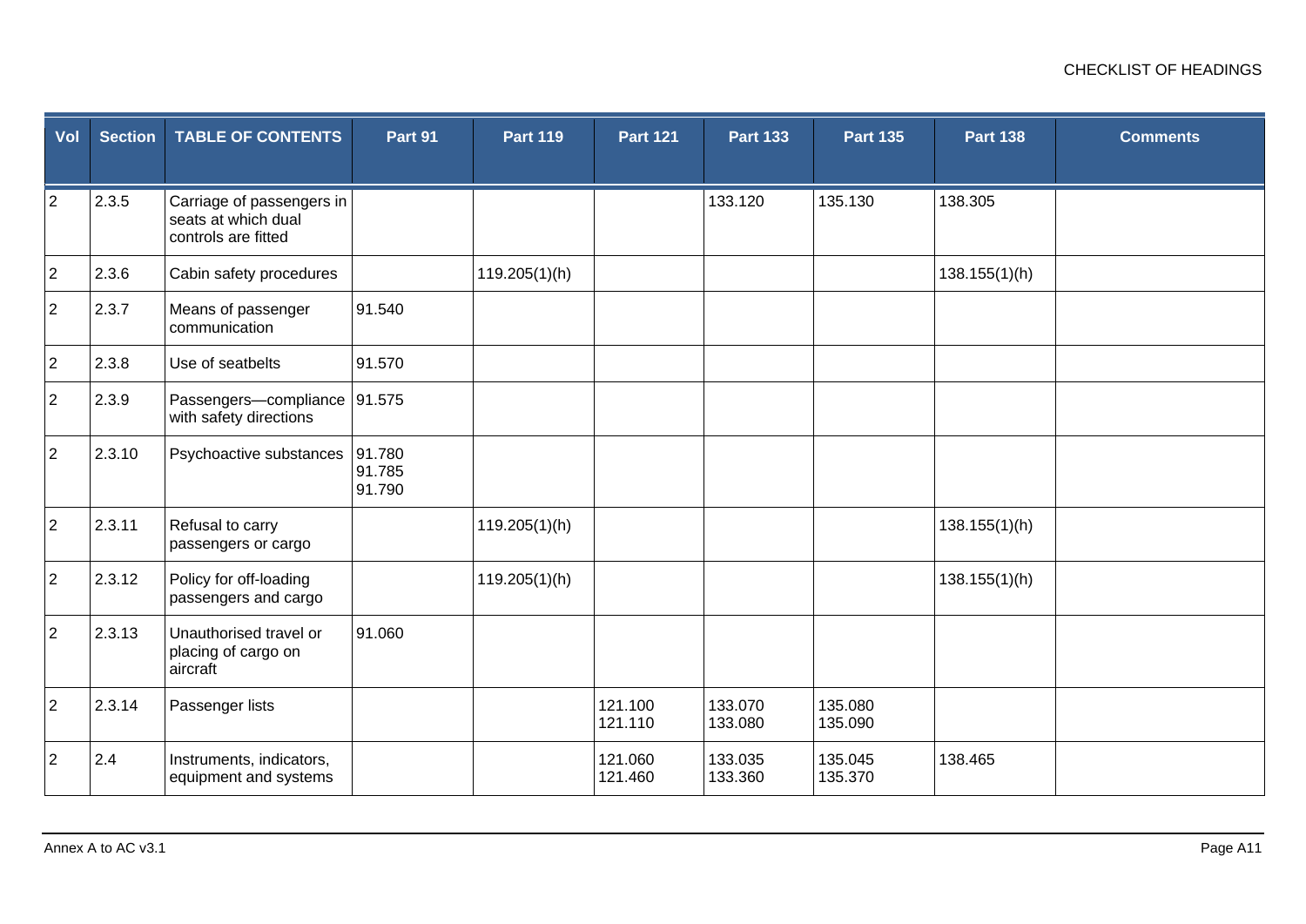| Vol | Section | TABLE OF CONTENTS | Part 91 | Part 119 | Part 121 | Part 133 | Part 135 | Part 138 | Comments |
|---|---|---|---|---|---|---|---|---|---|
| 2 | 2.3.5 | Carriage of passengers in seats at which dual controls are fitted | | | | 133.120 | 135.130 | 138.305 | |
| 2 | 2.3.6 | Cabin safety procedures | | 119.205(1)(h) | | | | 138.155(1)(h) | |
| 2 | 2.3.7 | Means of passenger communication | 91.540 | | | | | | |
| 2 | 2.3.8 | Use of seatbelts | 91.570 | | | | | | |
| 2 | 2.3.9 | Passengers—compliance with safety directions | 91.575 | | | | | | |
| 2 | 2.3.10 | Psychoactive substances | 91.780<br>91.785<br>91.790 | | | | | | |
| 2 | 2.3.11 | Refusal to carry passengers or cargo | | 119.205(1)(h) | | | | 138.155(1)(h) | |
| 2 | 2.3.12 | Policy for off-loading passengers and cargo | | 119.205(1)(h) | | | | 138.155(1)(h) | |
| 2 | 2.3.13 | Unauthorised travel or placing of cargo on aircraft | 91.060 | | | | | | |
| 2 | 2.3.14 | Passenger lists | | | 121.100<br>121.110 | 133.070<br>133.080 | 135.080<br>135.090 | | |
| 2 | 2.4 | Instruments, indicators, equipment and systems | | | 121.060<br>121.460 | 133.035<br>133.360 | 135.045<br>135.370 | 138.465 | |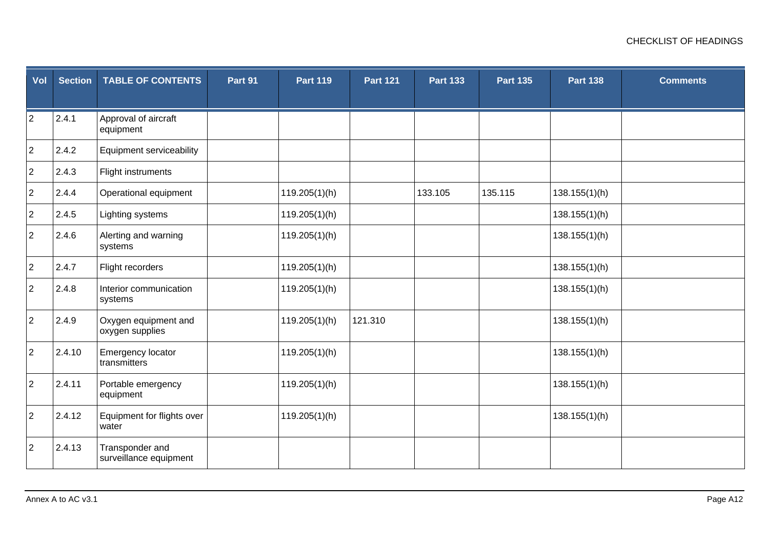| Vol | Section | TABLE OF CONTENTS | Part 91 | Part 119 | Part 121 | Part 133 | Part 135 | Part 138 | Comments |
|---|---|---|---|---|---|---|---|---|---|
| 2 | 2.4.1 | Approval of aircraft equipment | | | | | | | |
| 2 | 2.4.2 | Equipment serviceability | | | | | | | |
| 2 | 2.4.3 | Flight instruments | | | | | | | |
| 2 | 2.4.4 | Operational equipment | | 119.205(1)(h) | | 133.105 | 135.115 | 138.155(1)(h) | |
| 2 | 2.4.5 | Lighting systems | | 119.205(1)(h) | | | | 138.155(1)(h) | |
| 2 | 2.4.6 | Alerting and warning systems | | 119.205(1)(h) | | | | 138.155(1)(h) | |
| 2 | 2.4.7 | Flight recorders | | 119.205(1)(h) | | | | 138.155(1)(h) | |
| 2 | 2.4.8 | Interior communication systems | | 119.205(1)(h) | | | | 138.155(1)(h) | |
| 2 | 2.4.9 | Oxygen equipment and oxygen supplies | | 119.205(1)(h) | 121.310 | | | 138.155(1)(h) | |
| 2 | 2.4.10 | Emergency locator transmitters | | 119.205(1)(h) | | | | 138.155(1)(h) | |
| 2 | 2.4.11 | Portable emergency equipment | | 119.205(1)(h) | | | | 138.155(1)(h) | |
| 2 | 2.4.12 | Equipment for flights over water | | 119.205(1)(h) | | | | 138.155(1)(h) | |
| 2 | 2.4.13 | Transponder and surveillance equipment | | | | | | | |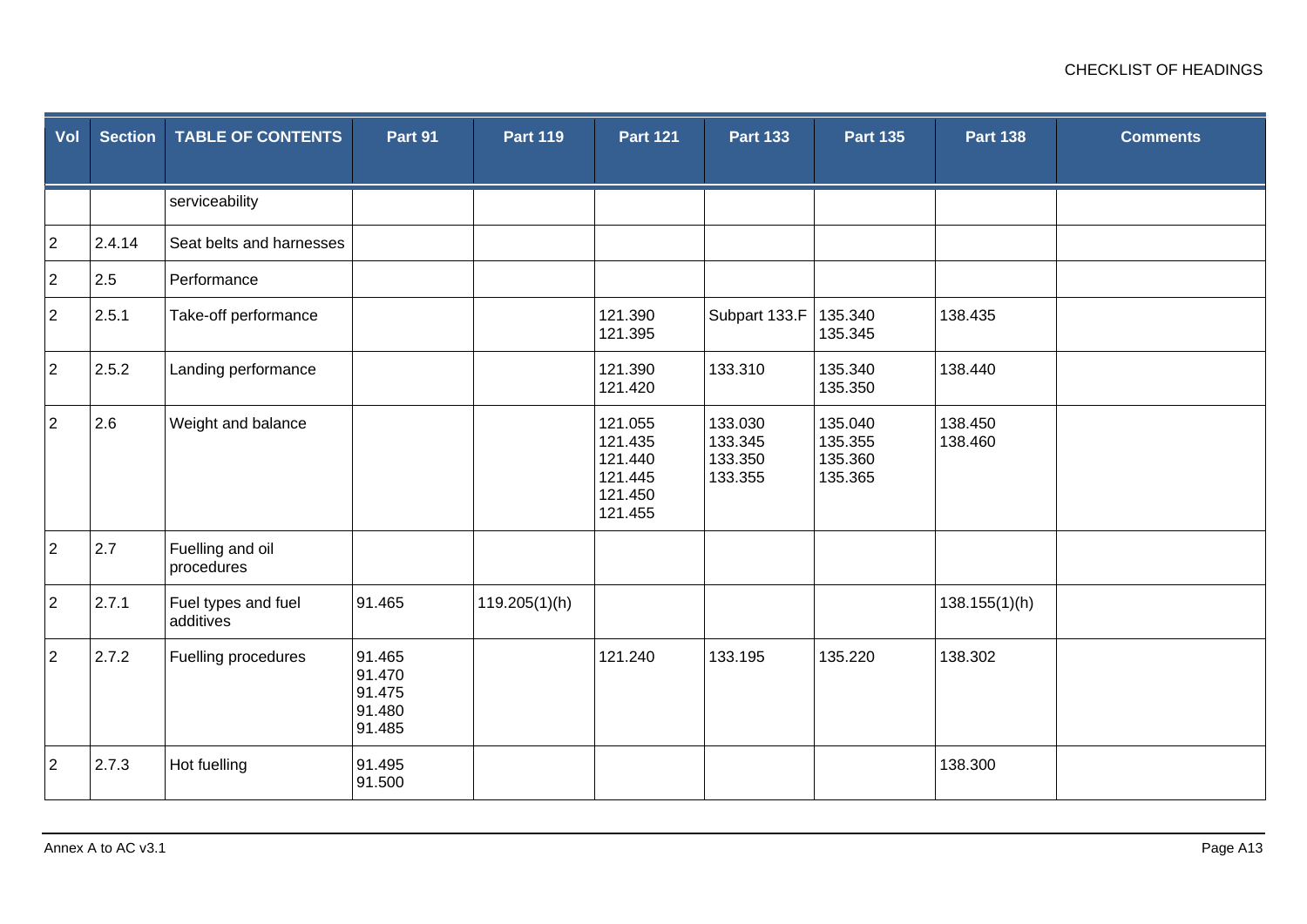| Vol | Section | TABLE OF CONTENTS | Part 91 | Part 119 | Part 121 | Part 133 | Part 135 | Part 138 | Comments |
|---|---|---|---|---|---|---|---|---|---|
| | | serviceability | | | | | | | |
| 2 | 2.4.14 | Seat belts and harnesses | | | | | | | |
| 2 | 2.5 | Performance | | | | | | | |
| 2 | 2.5.1 | Take-off performance | | | 121.390<br>121.395 | Subpart 133.F | 135.340<br>135.345 | 138.435 | |
| 2 | 2.5.2 | Landing performance | | | 121.390<br>121.420 | 133.310 | 135.340<br>135.350 | 138.440 | |
| 2 | 2.6 | Weight and balance | | | 121.055<br>121.435<br>121.440<br>121.445<br>121.450<br>121.455 | 133.030<br>133.345<br>133.350<br>133.355 | 135.040<br>135.355<br>135.360<br>135.365 | 138.450<br>138.460 | |
| 2 | 2.7 | Fuelling and oil procedures | | | | | | | |
| 2 | 2.7.1 | Fuel types and fuel additives | 91.465 | 119.205(1)(h) | | | | 138.155(1)(h) | |
| 2 | 2.7.2 | Fuelling procedures | 91.465<br>91.470<br>91.475<br>91.480<br>91.485 | | 121.240 | 133.195 | 135.220 | 138.302 | |
| 2 | 2.7.3 | Hot fuelling | 91.495<br>91.500 | | | | | 138.300 | |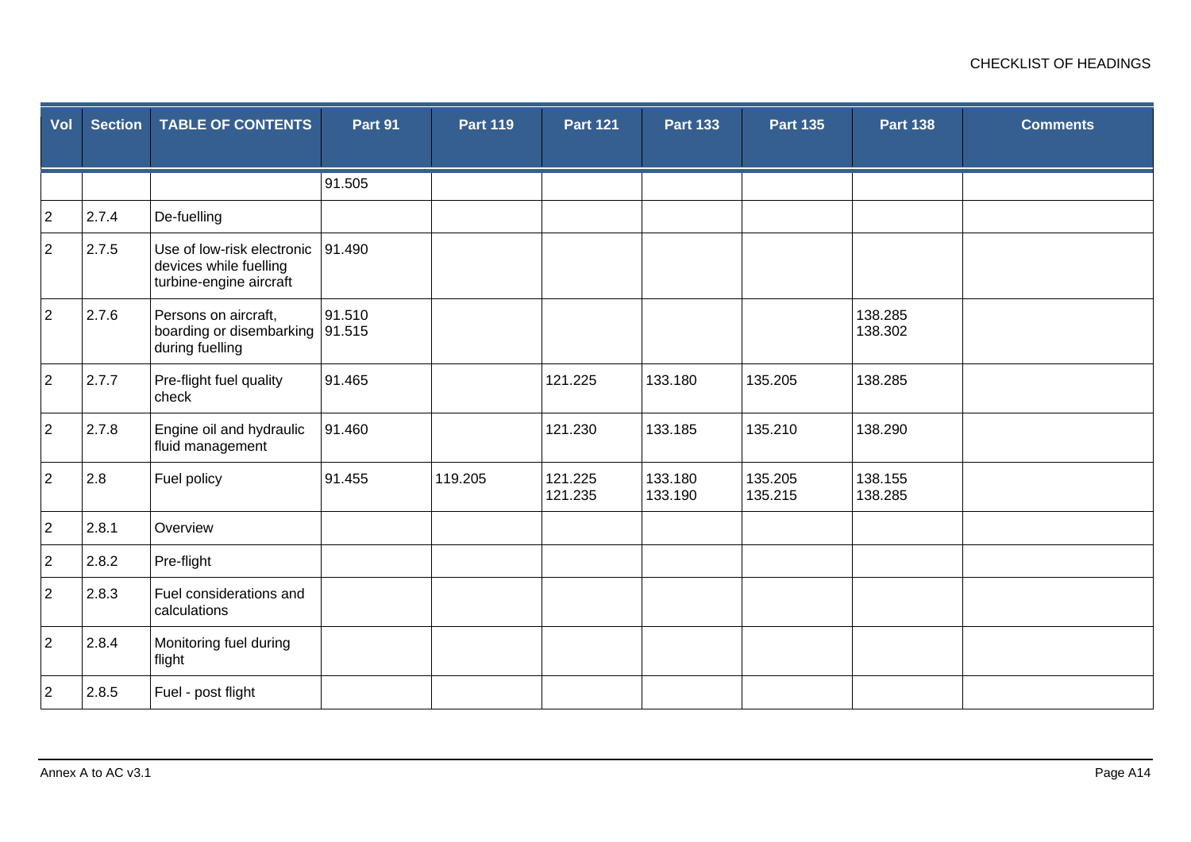| Vol | Section | TABLE OF CONTENTS | Part 91 | Part 119 | Part 121 | Part 133 | Part 135 | Part 138 | Comments |
|---|---|---|---|---|---|---|---|---|---|
| | | | 91.505 | | | | | | |
| 2 | 2.7.4 | De-fuelling | | | | | | | |
| 2 | 2.7.5 | Use of low-risk electronic devices while fuelling turbine-engine aircraft | 91.490 | | | | | | |
| 2 | 2.7.6 | Persons on aircraft, boarding or disembarking during fuelling | 91.510<br>91.515 | | | | | 138.285<br>138.302 | |
| 2 | 2.7.7 | Pre-flight fuel quality check | 91.465 | | 121.225 | 133.180 | 135.205 | 138.285 | |
| 2 | 2.7.8 | Engine oil and hydraulic fluid management | 91.460 | | 121.230 | 133.185 | 135.210 | 138.290 | |
| 2 | 2.8 | Fuel policy | 91.455 | 119.205 | 121.225<br>121.235 | 133.180<br>133.190 | 135.205<br>135.215 | 138.155<br>138.285 | |
| 2 | 2.8.1 | Overview | | | | | | | |
| 2 | 2.8.2 | Pre-flight | | | | | | | |
| 2 | 2.8.3 | Fuel considerations and calculations | | | | | | | |
| 2 | 2.8.4 | Monitoring fuel during flight | | | | | | | |
| 2 | 2.8.5 | Fuel - post flight | | | | | | | |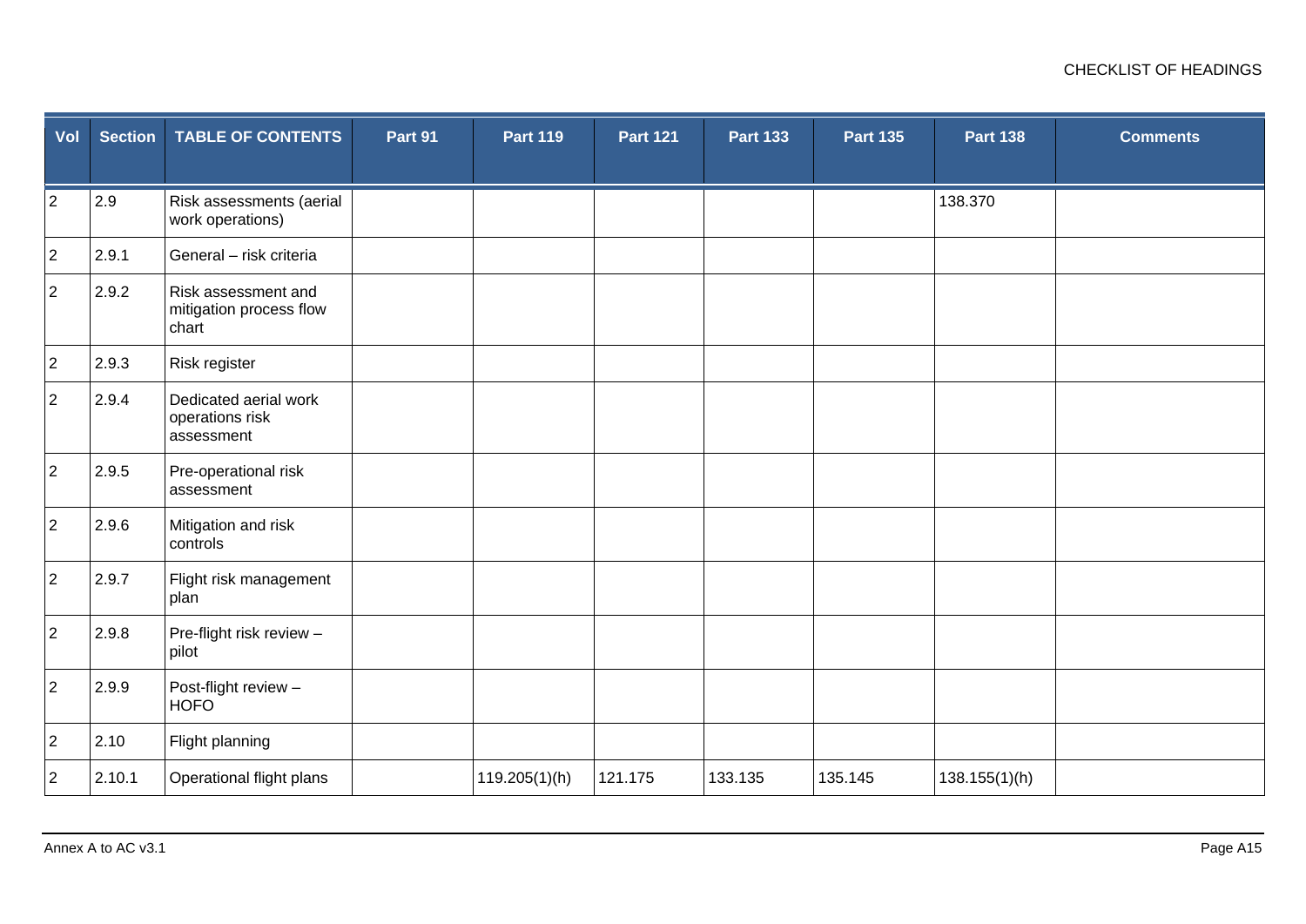| Vol | Section | TABLE OF CONTENTS | Part 91 | Part 119 | Part 121 | Part 133 | Part 135 | Part 138 | Comments |
|---|---|---|---|---|---|---|---|---|---|
| 2 | 2.9 | Risk assessments (aerial work operations) | | | | | | 138.370 | |
| 2 | 2.9.1 | General – risk criteria | | | | | | | |
| 2 | 2.9.2 | Risk assessment and mitigation process flow chart | | | | | | | |
| 2 | 2.9.3 | Risk register | | | | | | | |
| 2 | 2.9.4 | Dedicated aerial work operations risk assessment | | | | | | | |
| 2 | 2.9.5 | Pre-operational risk assessment | | | | | | | |
| 2 | 2.9.6 | Mitigation and risk controls | | | | | | | |
| 2 | 2.9.7 | Flight risk management plan | | | | | | | |
| 2 | 2.9.8 | Pre-flight risk review – pilot | | | | | | | |
| 2 | 2.9.9 | Post-flight review – HOFO | | | | | | | |
| 2 | 2.10 | Flight planning | | | | | | | |
| 2 | 2.10.1 | Operational flight plans | | 119.205(1)(h) | 121.175 | 133.135 | 135.145 | 138.155(1)(h) | |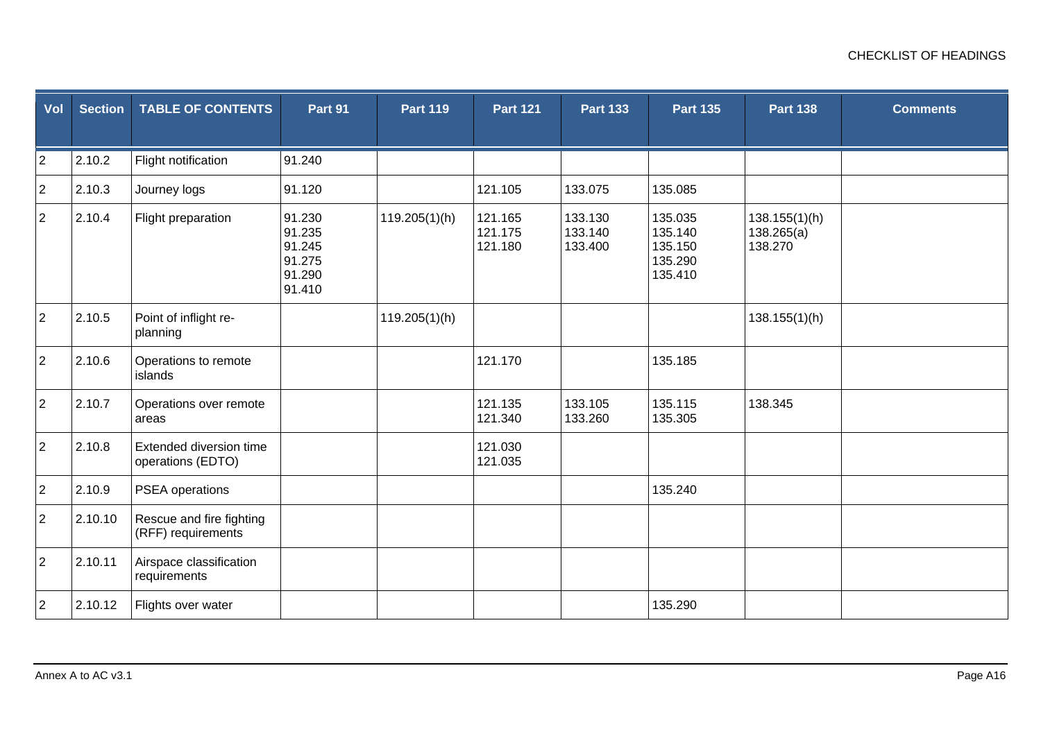| Vol | Section | TABLE OF CONTENTS | Part 91 | Part 119 | Part 121 | Part 133 | Part 135 | Part 138 | Comments |
|---|---|---|---|---|---|---|---|---|---|
| 2 | 2.10.2 | Flight notification | 91.240 | | | | | | |
| 2 | 2.10.3 | Journey logs | 91.120 | | 121.105 | 133.075 | 135.085 | | |
| 2 | 2.10.4 | Flight preparation | 91.230<br>91.235<br>91.245<br>91.275<br>91.290<br>91.410 | 119.205(1)(h) | 121.165<br>121.175<br>121.180 | 133.130<br>133.140<br>133.400 | 135.035<br>135.140<br>135.150<br>135.290<br>135.410 | 138.155(1)(h)<br>138.265(a)<br>138.270 | |
| 2 | 2.10.5 | Point of inflight re-planning | | 119.205(1)(h) | | | | 138.155(1)(h) | |
| 2 | 2.10.6 | Operations to remote islands | | | 121.170 | | 135.185 | | |
| 2 | 2.10.7 | Operations over remote areas | | | 121.135<br>121.340 | 133.105<br>133.260 | 135.115<br>135.305 | 138.345 | |
| 2 | 2.10.8 | Extended diversion time operations (EDTO) | | | 121.030<br>121.035 | | | | |
| 2 | 2.10.9 | PSEA operations | | | | | 135.240 | | |
| 2 | 2.10.10 | Rescue and fire fighting (RFF) requirements | | | | | | | |
| 2 | 2.10.11 | Airspace classification requirements | | | | | | | |
| 2 | 2.10.12 | Flights over water | | | | | 135.290 | | |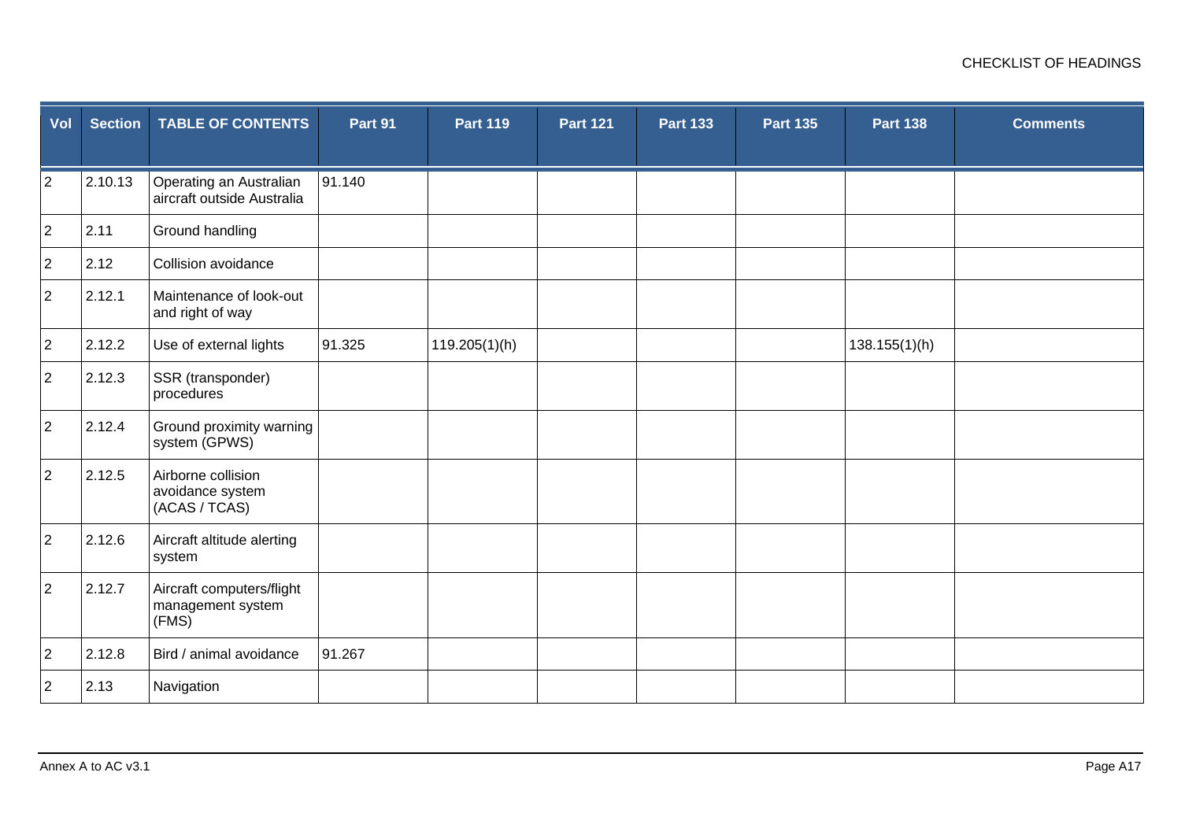| Vol | Section | TABLE OF CONTENTS | Part 91 | Part 119 | Part 121 | Part 133 | Part 135 | Part 138 | Comments |
|---|---|---|---|---|---|---|---|---|---|
| 2 | 2.10.13 | Operating an Australian aircraft outside Australia | 91.140 | | | | | | |
| 2 | 2.11 | Ground handling | | | | | | | |
| 2 | 2.12 | Collision avoidance | | | | | | | |
| 2 | 2.12.1 | Maintenance of look-out and right of way | | | | | | | |
| 2 | 2.12.2 | Use of external lights | 91.325 | 119.205(1)(h) | | | | 138.155(1)(h) | |
| 2 | 2.12.3 | SSR (transponder) procedures | | | | | | | |
| 2 | 2.12.4 | Ground proximity warning system (GPWS) | | | | | | | |
| 2 | 2.12.5 | Airborne collision avoidance system (ACAS / TCAS) | | | | | | | |
| 2 | 2.12.6 | Aircraft altitude alerting system | | | | | | | |
| 2 | 2.12.7 | Aircraft computers/flight management system (FMS) | | | | | | | |
| 2 | 2.12.8 | Bird / animal avoidance | 91.267 | | | | | | |
| 2 | 2.13 | Navigation | | | | | | | |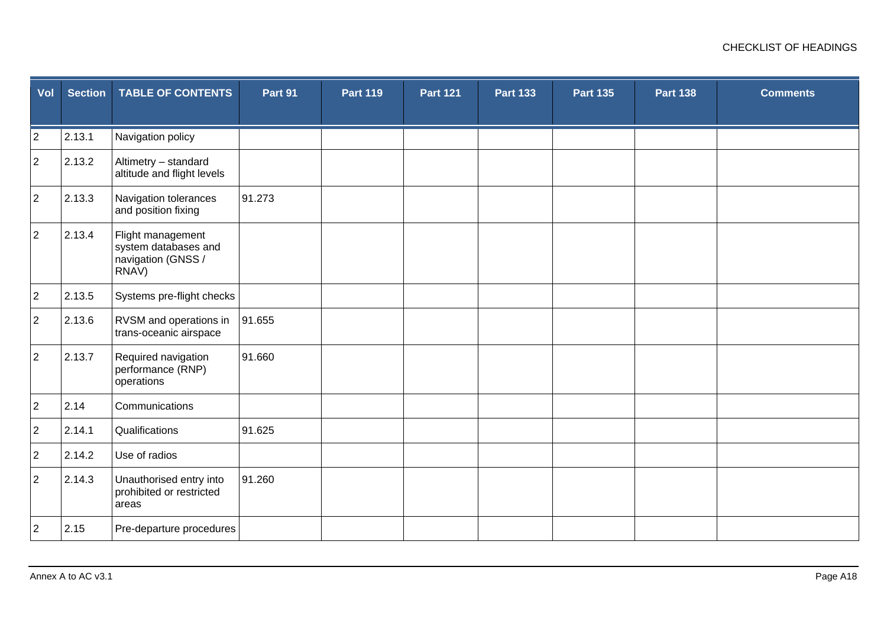| Vol | Section | TABLE OF CONTENTS | Part 91 | Part 119 | Part 121 | Part 133 | Part 135 | Part 138 | Comments |
|---|---|---|---|---|---|---|---|---|---|
| 2 | 2.13.1 | Navigation policy | | | | | | | |
| 2 | 2.13.2 | Altimetry – standard altitude and flight levels | | | | | | | |
| 2 | 2.13.3 | Navigation tolerances and position fixing | 91.273 | | | | | | |
| 2 | 2.13.4 | Flight management system databases and navigation (GNSS / RNAV) | | | | | | | |
| 2 | 2.13.5 | Systems pre-flight checks | | | | | | | |
| 2 | 2.13.6 | RVSM and operations in trans-oceanic airspace | 91.655 | | | | | | |
| 2 | 2.13.7 | Required navigation performance (RNP) operations | 91.660 | | | | | | |
| 2 | 2.14 | Communications | | | | | | | |
| 2 | 2.14.1 | Qualifications | 91.625 | | | | | | |
| 2 | 2.14.2 | Use of radios | | | | | | | |
| 2 | 2.14.3 | Unauthorised entry into prohibited or restricted areas | 91.260 | | | | | | |
| 2 | 2.15 | Pre-departure procedures | | | | | | | |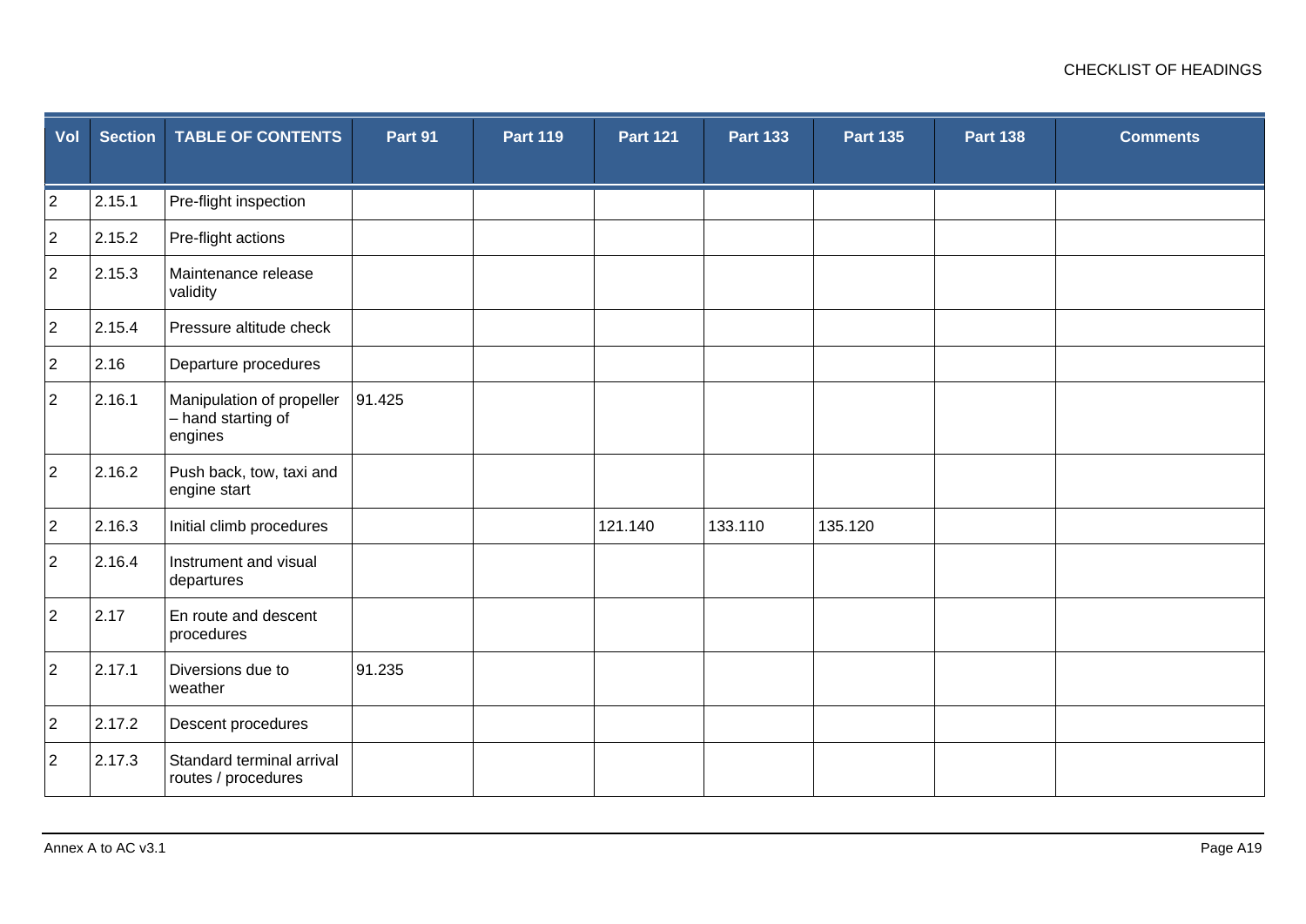| Vol | Section | TABLE OF CONTENTS | Part 91 | Part 119 | Part 121 | Part 133 | Part 135 | Part 138 | Comments |
|---|---|---|---|---|---|---|---|---|---|
| 2 | 2.15.1 | Pre-flight inspection | | | | | | | |
| 2 | 2.15.2 | Pre-flight actions | | | | | | | |
| 2 | 2.15.3 | Maintenance release validity | | | | | | | |
| 2 | 2.15.4 | Pressure altitude check | | | | | | | |
| 2 | 2.16 | Departure procedures | | | | | | | |
| 2 | 2.16.1 | Manipulation of propeller – hand starting of engines | 91.425 | | | | | | |
| 2 | 2.16.2 | Push back, tow, taxi and engine start | | | | | | | |
| 2 | 2.16.3 | Initial climb procedures | | | 121.140 | 133.110 | 135.120 | | |
| 2 | 2.16.4 | Instrument and visual departures | | | | | | | |
| 2 | 2.17 | En route and descent procedures | | | | | | | |
| 2 | 2.17.1 | Diversions due to weather | 91.235 | | | | | | |
| 2 | 2.17.2 | Descent procedures | | | | | | | |
| 2 | 2.17.3 | Standard terminal arrival routes / procedures | | | | | | | |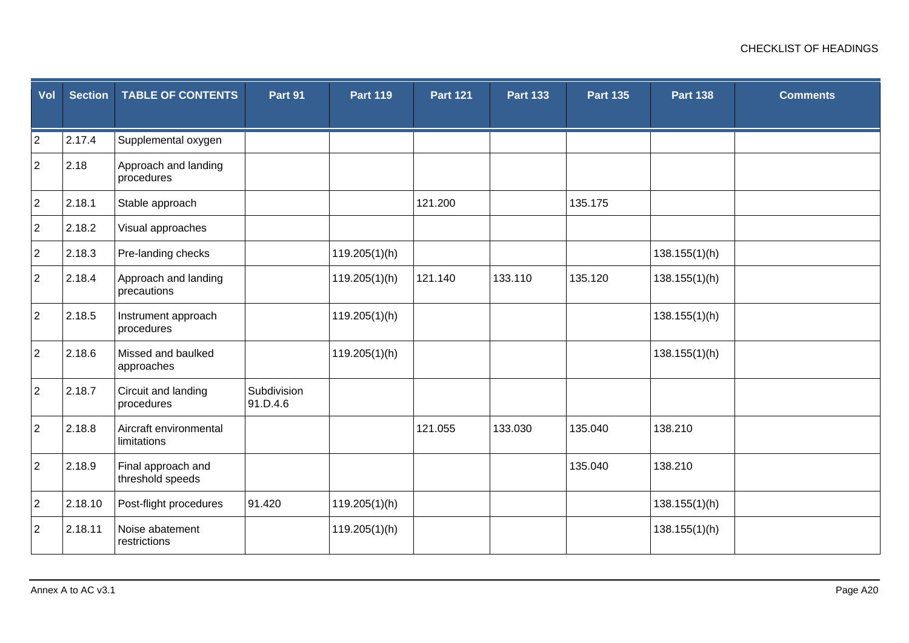| Vol | Section | TABLE OF CONTENTS | Part 91 | Part 119 | Part 121 | Part 133 | Part 135 | Part 138 | Comments |
|---|---|---|---|---|---|---|---|---|---|
| 2 | 2.17.4 | Supplemental oxygen | | | | | | | |
| 2 | 2.18 | Approach and landing procedures | | | | | | | |
| 2 | 2.18.1 | Stable approach | | | 121.200 | | 135.175 | | |
| 2 | 2.18.2 | Visual approaches | | | | | | | |
| 2 | 2.18.3 | Pre-landing checks | | 119.205(1)(h) | | | | 138.155(1)(h) | |
| 2 | 2.18.4 | Approach and landing precautions | | 119.205(1)(h) | 121.140 | 133.110 | 135.120 | 138.155(1)(h) | |
| 2 | 2.18.5 | Instrument approach procedures | | 119.205(1)(h) | | | | 138.155(1)(h) | |
| 2 | 2.18.6 | Missed and baulked approaches | | 119.205(1)(h) | | | | 138.155(1)(h) | |
| 2 | 2.18.7 | Circuit and landing procedures | Subdivision 91.D.4.6 | | | | | | |
| 2 | 2.18.8 | Aircraft environmental limitations | | | 121.055 | 133.030 | 135.040 | 138.210 | |
| 2 | 2.18.9 | Final approach and threshold speeds | | | | | 135.040 | 138.210 | |
| 2 | 2.18.10 | Post-flight procedures | 91.420 | 119.205(1)(h) | | | | 138.155(1)(h) | |
| 2 | 2.18.11 | Noise abatement restrictions | | 119.205(1)(h) | | | | 138.155(1)(h) | |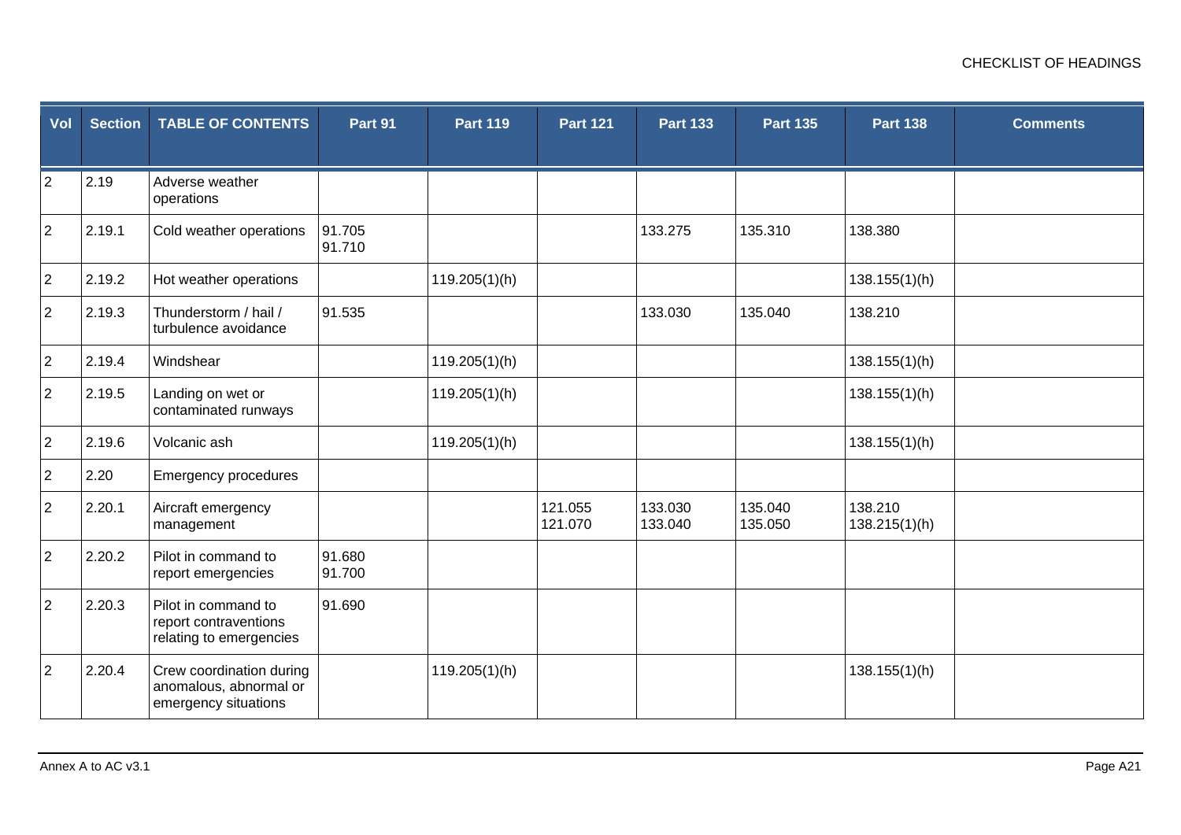| Vol | Section | TABLE OF CONTENTS | Part 91 | Part 119 | Part 121 | Part 133 | Part 135 | Part 138 | Comments |
|---|---|---|---|---|---|---|---|---|---|
| 2 | 2.19 | Adverse weather operations | | | | | | | |
| 2 | 2.19.1 | Cold weather operations | 91.705<br>91.710 | | | 133.275 | 135.310 | 138.380 | |
| 2 | 2.19.2 | Hot weather operations | | 119.205(1)(h) | | | | 138.155(1)(h) | |
| 2 | 2.19.3 | Thunderstorm / hail / turbulence avoidance | 91.535 | | | 133.030 | 135.040 | 138.210 | |
| 2 | 2.19.4 | Windshear | | 119.205(1)(h) | | | | 138.155(1)(h) | |
| 2 | 2.19.5 | Landing on wet or contaminated runways | | 119.205(1)(h) | | | | 138.155(1)(h) | |
| 2 | 2.19.6 | Volcanic ash | | 119.205(1)(h) | | | | 138.155(1)(h) | |
| 2 | 2.20 | Emergency procedures | | | | | | | |
| 2 | 2.20.1 | Aircraft emergency management | | | 121.055<br>121.070 | 133.030<br>133.040 | 135.040<br>135.050 | 138.210<br>138.215(1)(h) | |
| 2 | 2.20.2 | Pilot in command to report emergencies | 91.680<br>91.700 | | | | | | |
| 2 | 2.20.3 | Pilot in command to report contraventions relating to emergencies | 91.690 | | | | | | |
| 2 | 2.20.4 | Crew coordination during anomalous, abnormal or emergency situations | | 119.205(1)(h) | | | | 138.155(1)(h) | |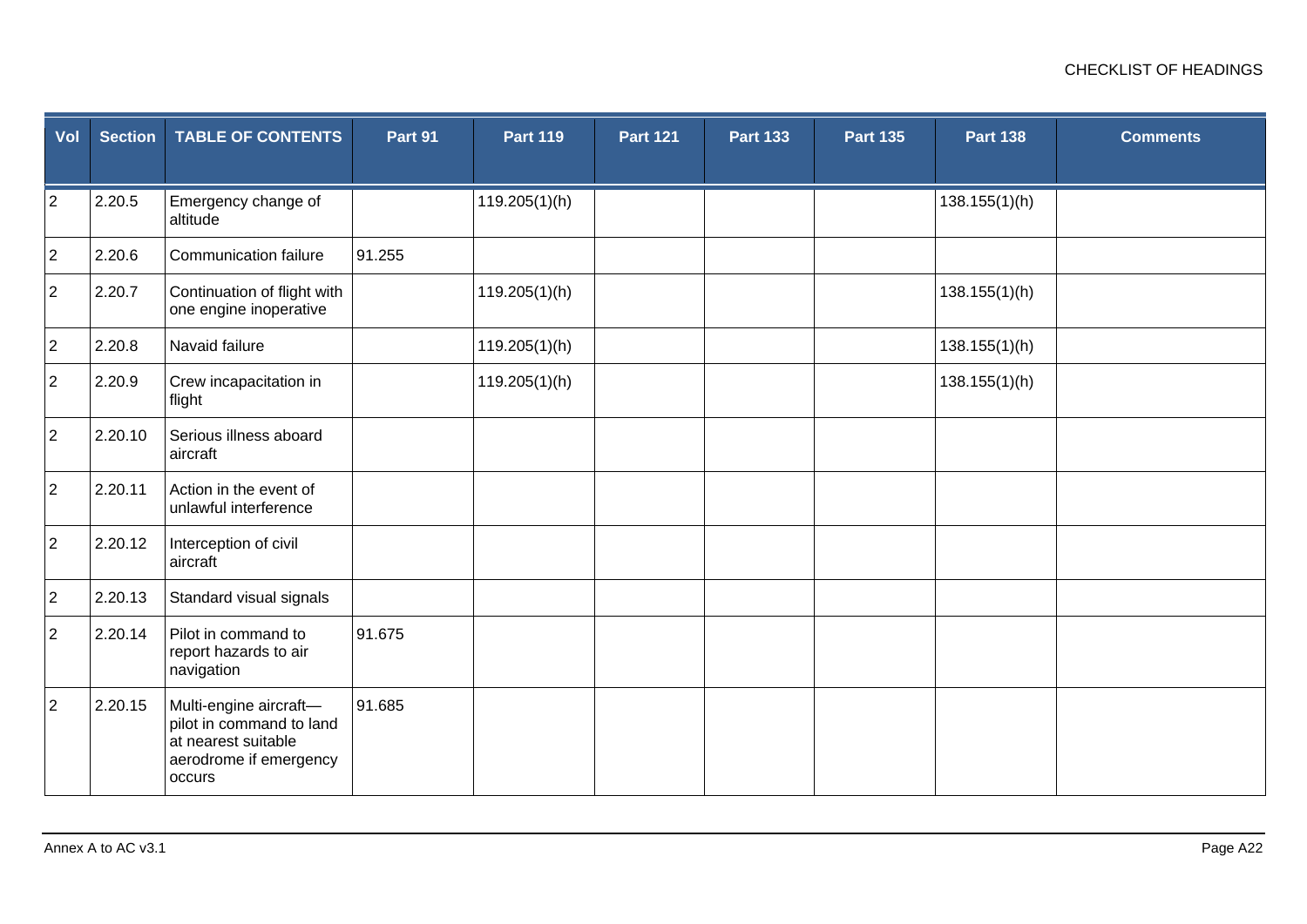| Vol | Section | TABLE OF CONTENTS | Part 91 | Part 119 | Part 121 | Part 133 | Part 135 | Part 138 | Comments |
|---|---|---|---|---|---|---|---|---|---|
| 2 | 2.20.5 | Emergency change of altitude | | 119.205(1)(h) | | | | 138.155(1)(h) | |
| 2 | 2.20.6 | Communication failure | 91.255 | | | | | | |
| 2 | 2.20.7 | Continuation of flight with one engine inoperative | | 119.205(1)(h) | | | | 138.155(1)(h) | |
| 2 | 2.20.8 | Navaid failure | | 119.205(1)(h) | | | | 138.155(1)(h) | |
| 2 | 2.20.9 | Crew incapacitation in flight | | 119.205(1)(h) | | | | 138.155(1)(h) | |
| 2 | 2.20.10 | Serious illness aboard aircraft | | | | | | | |
| 2 | 2.20.11 | Action in the event of unlawful interference | | | | | | | |
| 2 | 2.20.12 | Interception of civil aircraft | | | | | | | |
| 2 | 2.20.13 | Standard visual signals | | | | | | | |
| 2 | 2.20.14 | Pilot in command to report hazards to air navigation | 91.675 | | | | | | |
| 2 | 2.20.15 | Multi-engine aircraft—pilot in command to land at nearest suitable aerodrome if emergency occurs | 91.685 | | | | | | |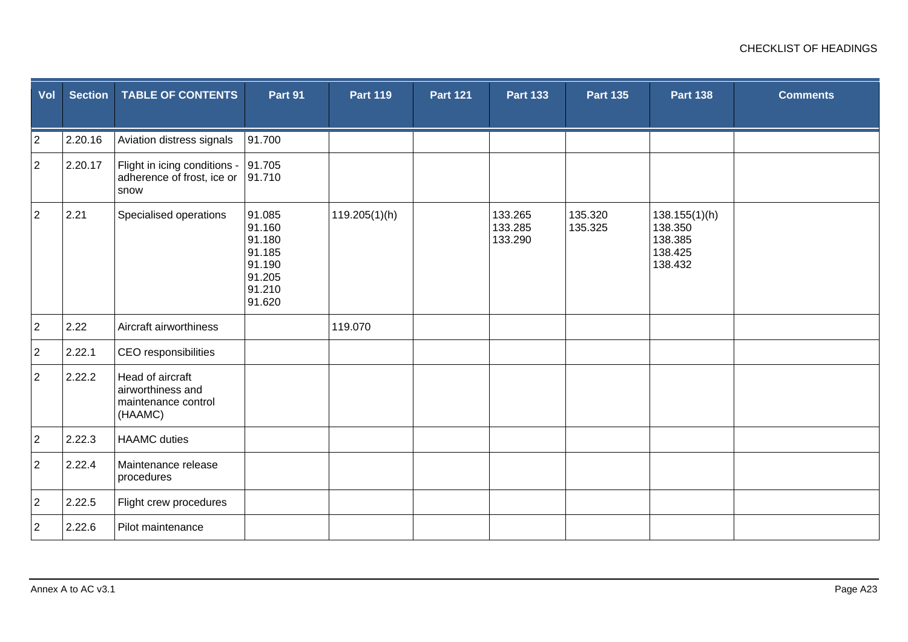| Vol | Section | TABLE OF CONTENTS | Part 91 | Part 119 | Part 121 | Part 133 | Part 135 | Part 138 | Comments |
|---|---|---|---|---|---|---|---|---|---|
| 2 | 2.20.16 | Aviation distress signals | 91.700 | | | | | | |
| 2 | 2.20.17 | Flight in icing conditions - adherence of frost, ice or snow | 91.705<br>91.710 | | | | | | |
| 2 | 2.21 | Specialised operations | 91.085<br>91.160<br>91.180<br>91.185<br>91.190<br>91.205<br>91.210<br>91.620 | 119.205(1)(h) | | 133.265<br>133.285<br>133.290 | 135.320<br>135.325 | 138.155(1)(h)<br>138.350<br>138.385<br>138.425<br>138.432 | |
| 2 | 2.22 | Aircraft airworthiness | | 119.070 | | | | | |
| 2 | 2.22.1 | CEO responsibilities | | | | | | | |
| 2 | 2.22.2 | Head of aircraft airworthiness and maintenance control (HAAMC) | | | | | | | |
| 2 | 2.22.3 | HAAMC duties | | | | | | | |
| 2 | 2.22.4 | Maintenance release procedures | | | | | | | |
| 2 | 2.22.5 | Flight crew procedures | | | | | | | |
| 2 | 2.22.6 | Pilot maintenance | | | | | | | |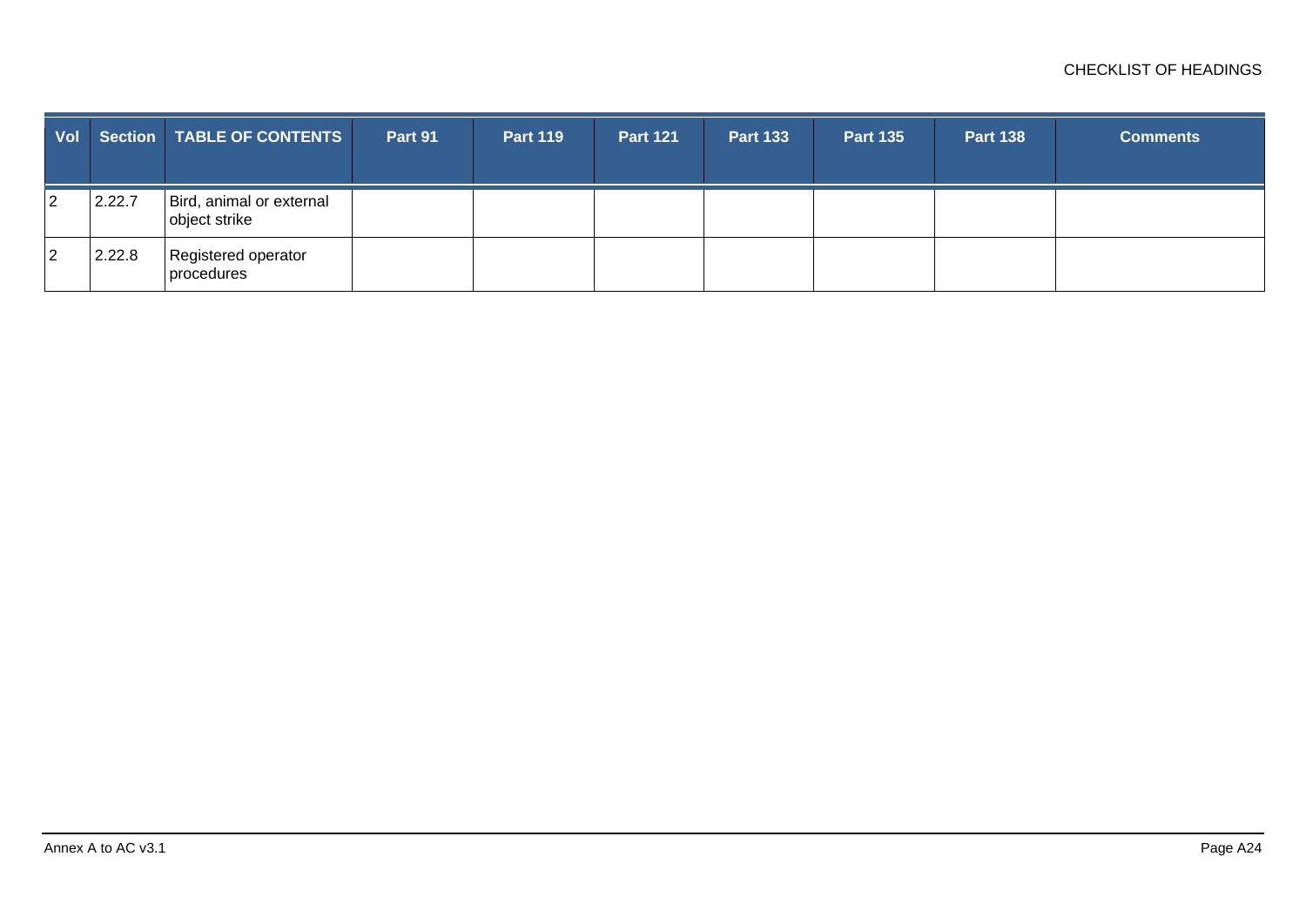| Vol | Section | TABLE OF CONTENTS | Part 91 | Part 119 | Part 121 | Part 133 | Part 135 | Part 138 | Comments |
|---|---|---|---|---|---|---|---|---|---|
| 2 | 2.22.7 | Bird, animal or external object strike | | | | | | | |
| 2 | 2.22.8 | Registered operator procedures | | | | | | | |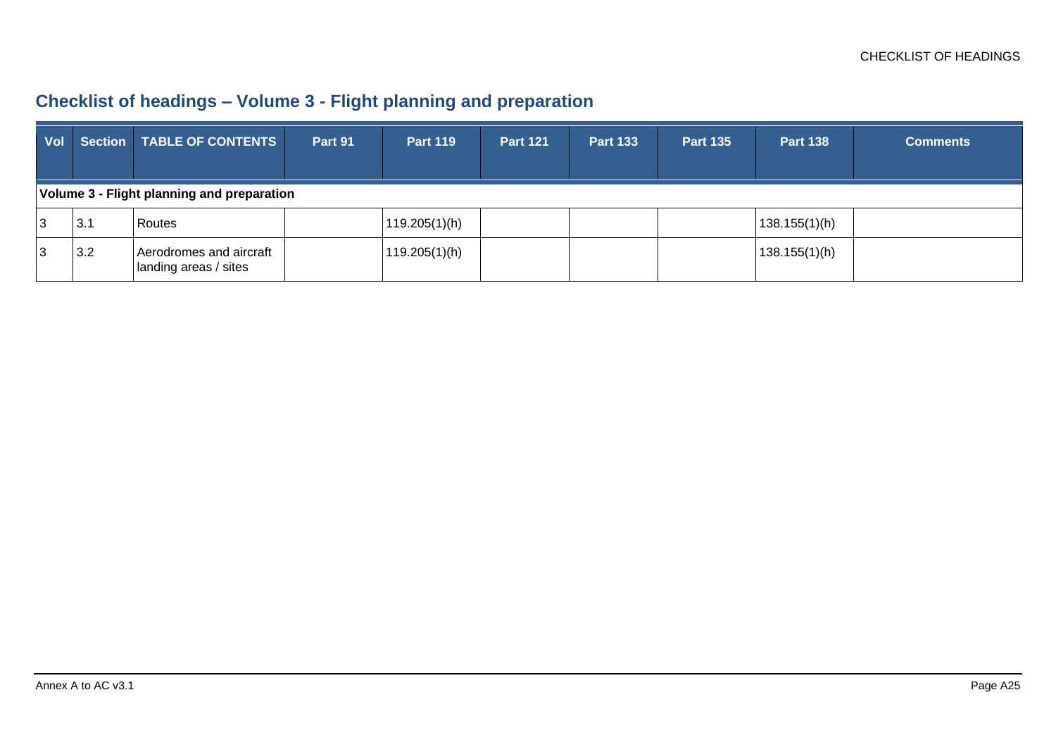## Checklist of headings – Volume 3 - Flight planning and preparation

| Vol | Section | TABLE OF CONTENTS | Part 91 | Part 119 | Part 121 | Part 133 | Part 135 | Part 138 | Comments |
|---|---|---|---|---|---|---|---|---|---|
| **Volume 3 - Flight planning and preparation** | | | | | | | | | |
| 3 | 3.1 | Routes | | 119.205(1)(h) | | | | 138.155(1)(h) | |
| 3 | 3.2 | Aerodromes and aircraft landing areas / sites | | 119.205(1)(h) | | | | 138.155(1)(h) | |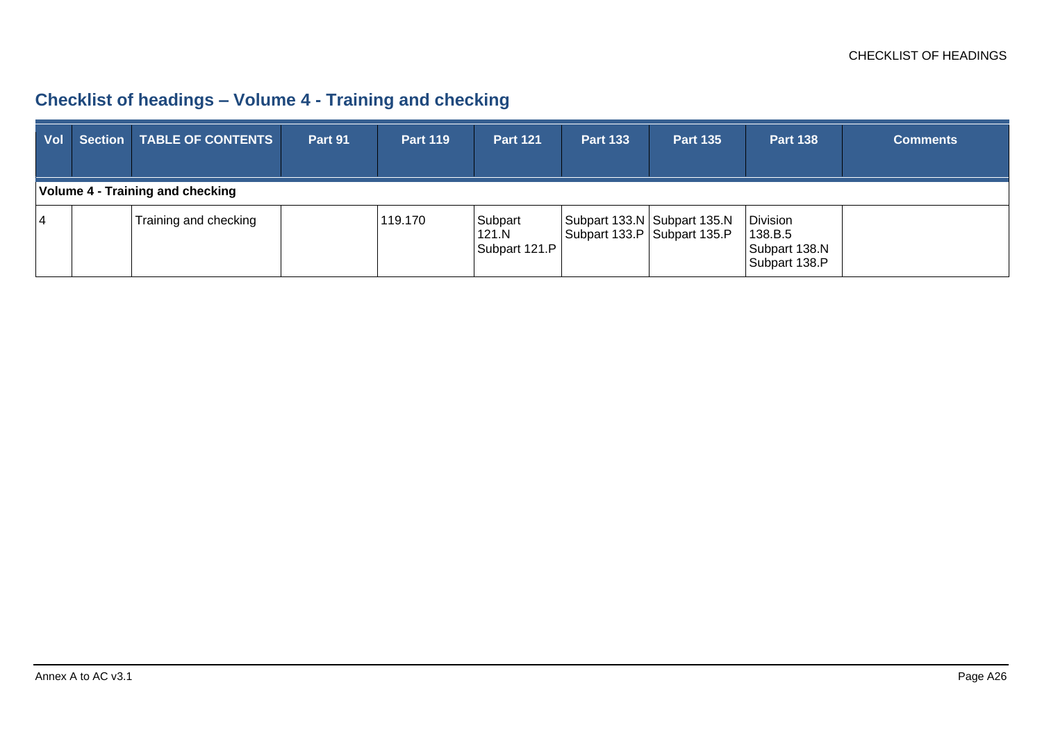## Checklist of headings – Volume 4 - Training and checking

| Vol | Section | TABLE OF CONTENTS | Part 91 | Part 119 | Part 121 | Part 133 | Part 135 | Part 138 | Comments |
|---|---|---|---|---|---|---|---|---|---|
| **Volume 4 - Training and checking** | | | | | | | | | |
| 4 | | Training and checking | | 119.170 | Subpart 121.N Subpart 121.P | Subpart 133.N Subpart 133.P | Subpart 135.N Subpart 135.P | Division 138.B.5 Subpart 138.N Subpart 138.P | |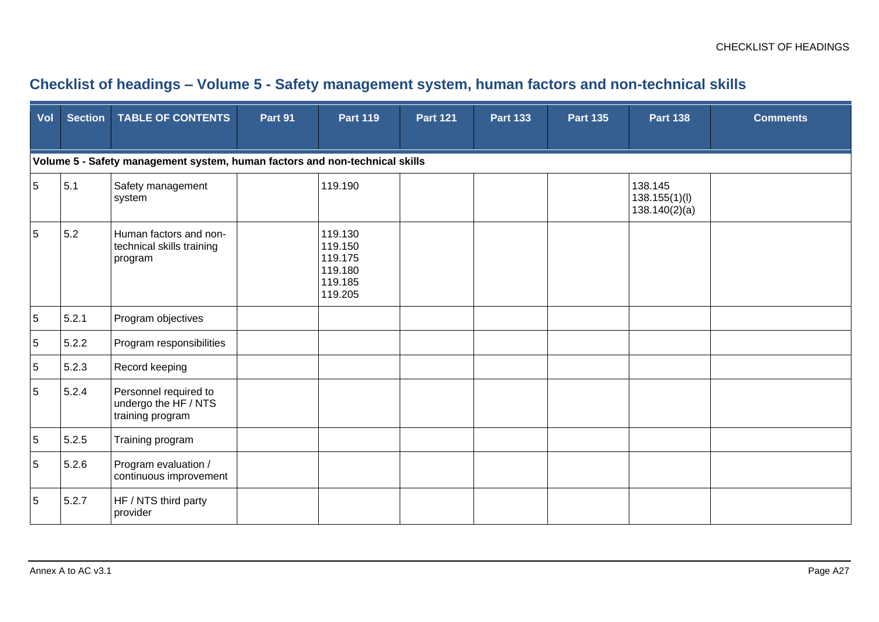## Checklist of headings – Volume 5 - Safety management system, human factors and non-technical skills

| Vol | Section | TABLE OF CONTENTS | Part 91 | Part 119 | Part 121 | Part 133 | Part 135 | Part 138 | Comments |
|---|---|---|---|---|---|---|---|---|---|
| **Volume 5 - Safety management system, human factors and non-technical skills** | | | | | | | | | |
| 5 | 5.1 | Safety management system | | 119.190 | | | | 138.145<br>138.155(1)(l)<br>138.140(2)(a) | |
| 5 | 5.2 | Human factors and non-technical skills training program | | 119.130<br>119.150<br>119.175<br>119.180<br>119.185<br>119.205 | | | | | |
| 5 | 5.2.1 | Program objectives | | | | | | | |
| 5 | 5.2.2 | Program responsibilities | | | | | | | |
| 5 | 5.2.3 | Record keeping | | | | | | | |
| 5 | 5.2.4 | Personnel required to undergo the HF / NTS training program | | | | | | | |
| 5 | 5.2.5 | Training program | | | | | | | |
| 5 | 5.2.6 | Program evaluation / continuous improvement | | | | | | | |
| 5 | 5.2.7 | HF / NTS third party provider | | | | | | | |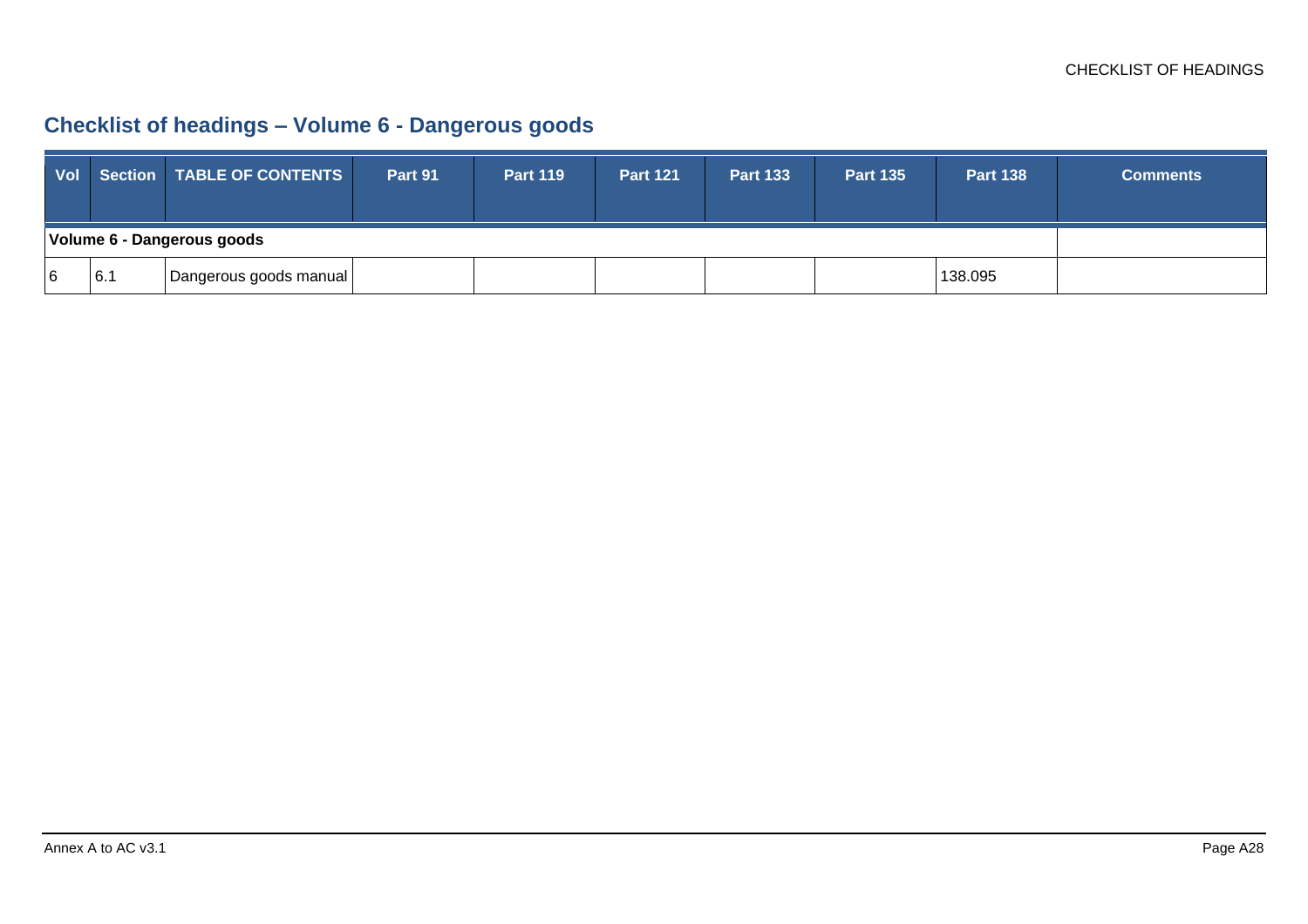## Checklist of headings – Volume 6 - Dangerous goods

| Vol | Section | TABLE OF CONTENTS | Part 91 | Part 119 | Part 121 | Part 133 | Part 135 | Part 138 | Comments |
|---|---|---|---|---|---|---|---|---|---|
| **Volume 6 - Dangerous goods** | | | | | | | | | |
| 6 | 6.1 | Dangerous goods manual | | | | | | 138.095 | |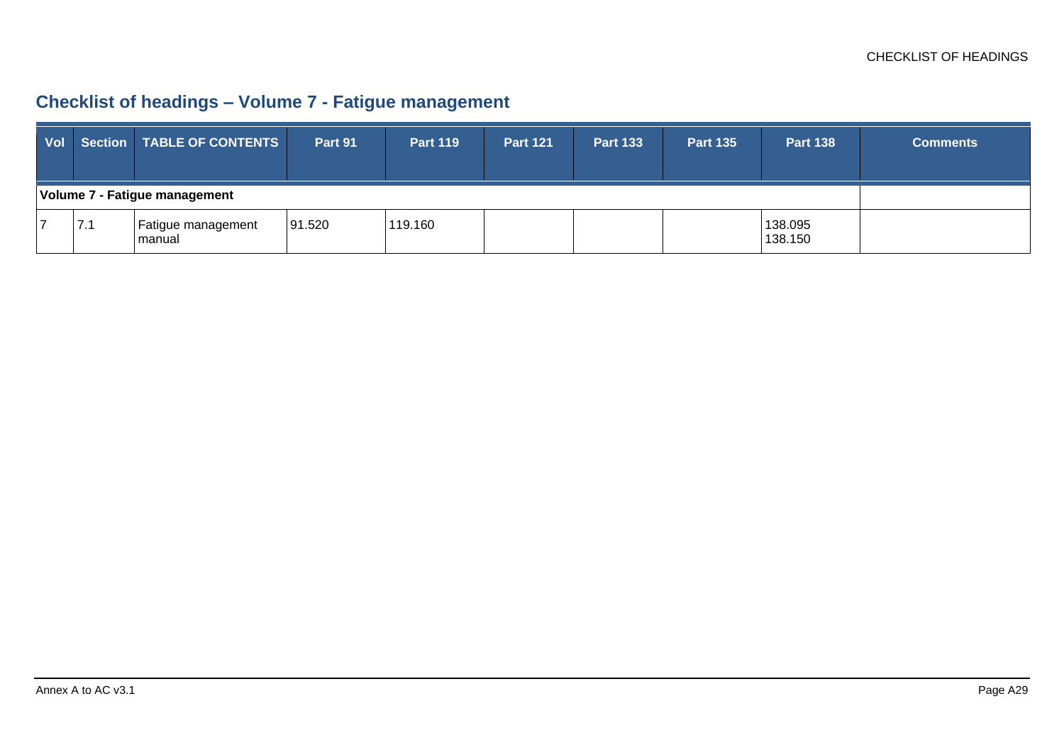## Checklist of headings – Volume 7 - Fatigue management

| Vol | Section | TABLE OF CONTENTS | Part 91 | Part 119 | Part 121 | Part 133 | Part 135 | Part 138 | Comments |
|---|---|---|---|---|---|---|---|---|---|
| **Volume 7 - Fatigue management** | | | | | | | | | |
| 7 | 7.1 | Fatigue management manual | 91.520 | 119.160 | | | | 138.095 138.150 | |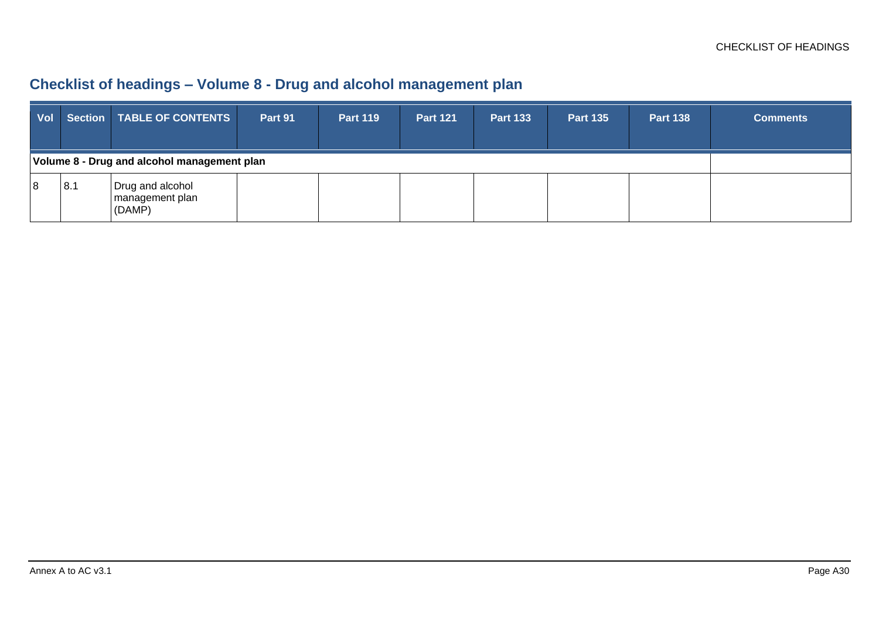## Checklist of headings – Volume 8 - Drug and alcohol management plan

| Vol | Section | TABLE OF CONTENTS | Part 91 | Part 119 | Part 121 | Part 133 | Part 135 | Part 138 | Comments |
|---|---|---|---|---|---|---|---|---|---|
| **Volume 8 - Drug and alcohol management plan** | | | | | | | | | |
| 8 | 8.1 | Drug and alcohol management plan (DAMP) | | | | | | | |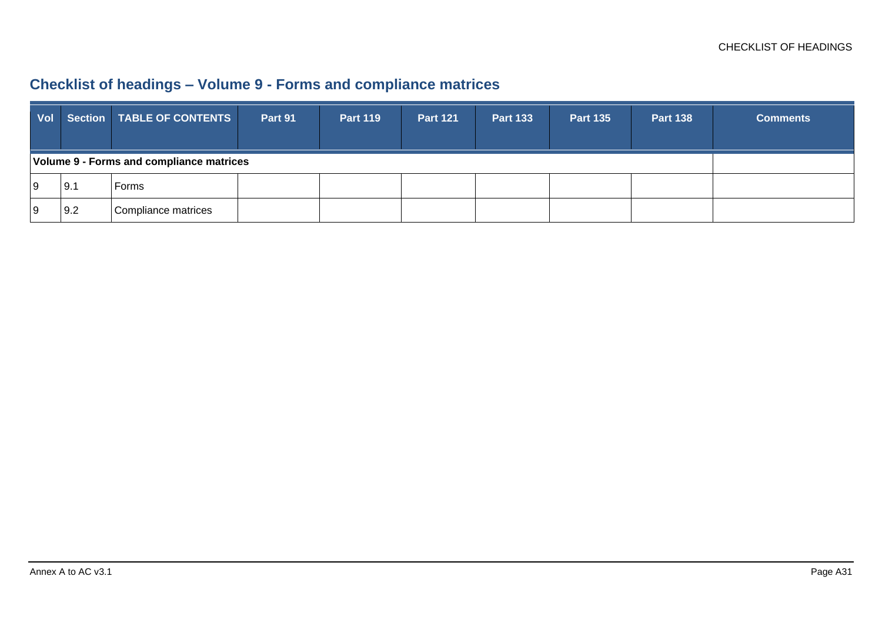## Checklist of headings – Volume 9 - Forms and compliance matrices

| Vol | Section | TABLE OF CONTENTS | Part 91 | Part 119 | Part 121 | Part 133 | Part 135 | Part 138 | Comments |
|---|---|---|---|---|---|---|---|---|---|
| **Volume 9 - Forms and compliance matrices** | | | | | | | | | |
| 9 | 9.1 | Forms | | | | | | | |
| 9 | 9.2 | Compliance matrices | | | | | | | |